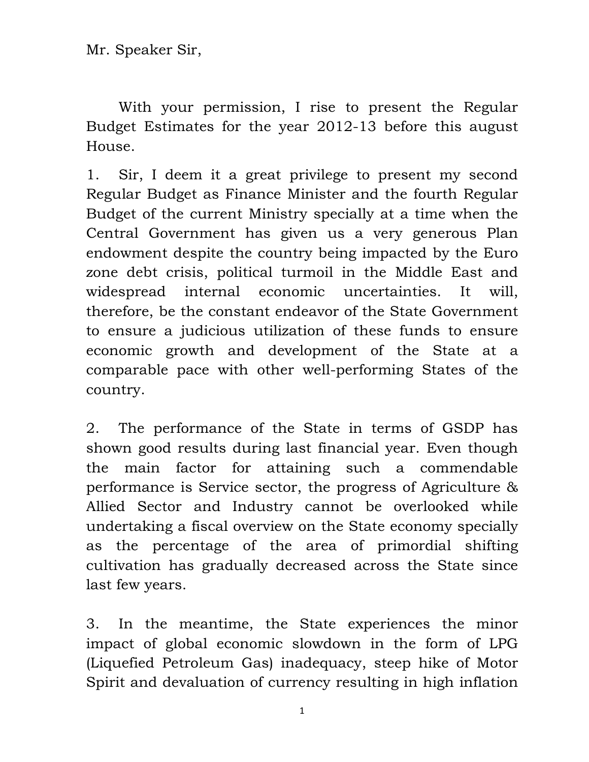Mr. Speaker Sir,

With your permission, I rise to present the Regular Budget Estimates for the year 2012-13 before this august House.

1. Sir, I deem it a great privilege to present my second Regular Budget as Finance Minister and the fourth Regular Budget of the current Ministry specially at a time when the Central Government has given us a very generous Plan endowment despite the country being impacted by the Euro zone debt crisis, political turmoil in the Middle East and widespread internal economic uncertainties. It will, therefore, be the constant endeavor of the State Government to ensure a judicious utilization of these funds to ensure economic growth and development of the State at a comparable pace with other well-performing States of the country.

2. The performance of the State in terms of GSDP has shown good results during last financial year. Even though the main factor for attaining such a commendable performance is Service sector, the progress of Agriculture & Allied Sector and Industry cannot be overlooked while undertaking a fiscal overview on the State economy specially as the percentage of the area of primordial shifting cultivation has gradually decreased across the State since last few years.

3. In the meantime, the State experiences the minor impact of global economic slowdown in the form of LPG (Liquefied Petroleum Gas) inadequacy, steep hike of Motor Spirit and devaluation of currency resulting in high inflation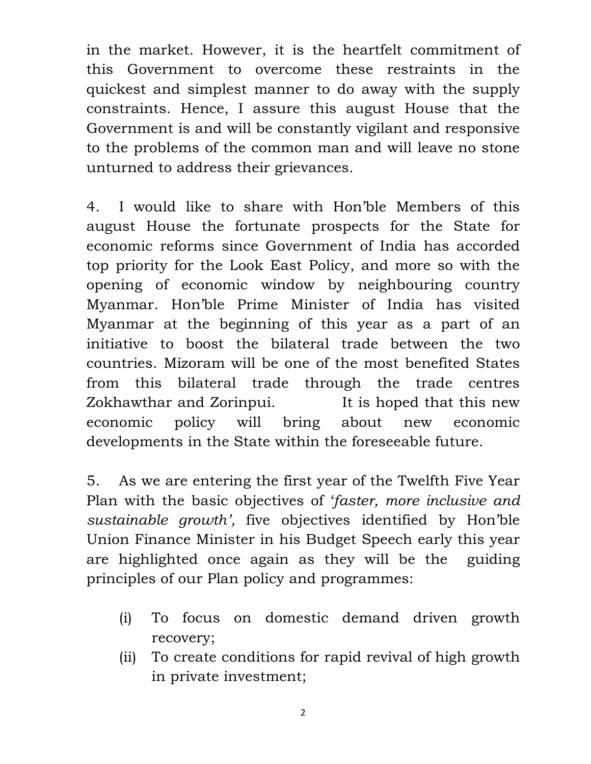in the market. However, it is the heartfelt commitment of this Government to overcome these restraints in the quickest and simplest manner to do away with the supply constraints. Hence, I assure this august House that the Government is and will be constantly vigilant and responsive to the problems of the common man and will leave no stone unturned to address their grievances.

4. I would like to share with Hon'ble Members of this august House the fortunate prospects for the State for economic reforms since Government of India has accorded top priority for the Look East Policy, and more so with the opening of economic window by neighbouring country Myanmar. Hon'ble Prime Minister of India has visited Myanmar at the beginning of this year as a part of an initiative to boost the bilateral trade between the two countries. Mizoram will be one of the most benefited States from this bilateral trade through the trade centres Zokhawthar and Zorinpui. It is hoped that this new economic policy will bring about new economic developments in the State within the foreseeable future.

5. As we are entering the first year of the Twelfth Five Year Plan with the basic objectives of '*faster, more inclusive and sustainable growth*', five objectives identified by Hon'ble Union Finance Minister in his Budget Speech early this year are highlighted once again as they will be the guiding principles of our Plan policy and programmes:

(i) To focus on domestic demand driven growth recovery;
(ii) To create conditions for rapid revival of high growth in private investment;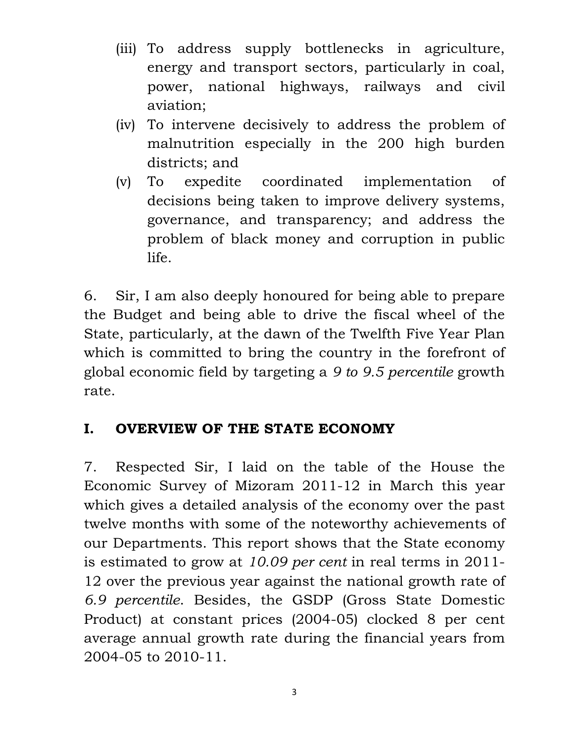(iii) To address supply bottlenecks in agriculture, energy and transport sectors, particularly in coal, power, national highways, railways and civil aviation;

(iv) To intervene decisively to address the problem of malnutrition especially in the 200 high burden districts; and

(v) To expedite coordinated implementation of decisions being taken to improve delivery systems, governance, and transparency; and address the problem of black money and corruption in public life.

6. Sir, I am also deeply honoured for being able to prepare the Budget and being able to drive the fiscal wheel of the State, particularly, at the dawn of the Twelfth Five Year Plan which is committed to bring the country in the forefront of global economic field by targeting a *9 to 9.5 percentile* growth rate.

## I. OVERVIEW OF THE STATE ECONOMY

7. Respected Sir, I laid on the table of the House the Economic Survey of Mizoram 2011-12 in March this year which gives a detailed analysis of the economy over the past twelve months with some of the noteworthy achievements of our Departments. This report shows that the State economy is estimated to grow at *10.09 per cent* in real terms in 2011-12 over the previous year against the national growth rate of *6.9 percentile*. Besides, the GSDP (Gross State Domestic Product) at constant prices (2004-05) clocked 8 per cent average annual growth rate during the financial years from 2004-05 to 2010-11.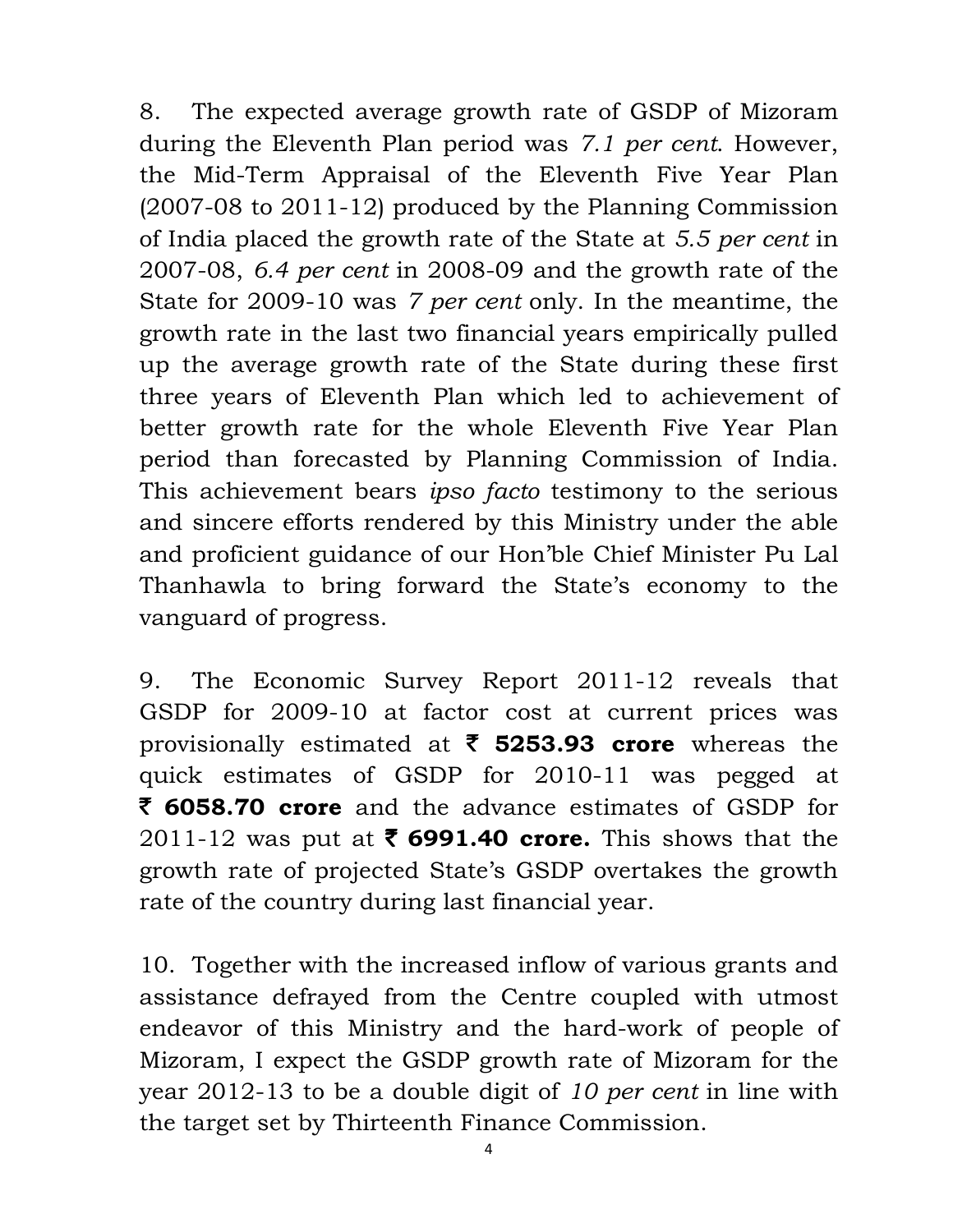8. The expected average growth rate of GSDP of Mizoram during the Eleventh Plan period was *7.1 per cent*. However, the Mid-Term Appraisal of the Eleventh Five Year Plan (2007-08 to 2011-12) produced by the Planning Commission of India placed the growth rate of the State at *5.5 per cent* in 2007-08, *6.4 per cent* in 2008-09 and the growth rate of the State for 2009-10 was *7 per cent* only. In the meantime, the growth rate in the last two financial years empirically pulled up the average growth rate of the State during these first three years of Eleventh Plan which led to achievement of better growth rate for the whole Eleventh Five Year Plan period than forecasted by Planning Commission of India. This achievement bears *ipso facto* testimony to the serious and sincere efforts rendered by this Ministry under the able and proficient guidance of our Hon'ble Chief Minister Pu Lal Thanhawla to bring forward the State's economy to the vanguard of progress.

9. The Economic Survey Report 2011-12 reveals that GSDP for 2009-10 at factor cost at current prices was provisionally estimated at **₹ 5253.93 crore** whereas the quick estimates of GSDP for 2010-11 was pegged at **₹ 6058.70 crore** and the advance estimates of GSDP for 2011-12 was put at **₹ 6991.40 crore.** This shows that the growth rate of projected State's GSDP overtakes the growth rate of the country during last financial year.

10. Together with the increased inflow of various grants and assistance defrayed from the Centre coupled with utmost endeavor of this Ministry and the hard-work of people of Mizoram, I expect the GSDP growth rate of Mizoram for the year 2012-13 to be a double digit of *10 per cent* in line with the target set by Thirteenth Finance Commission.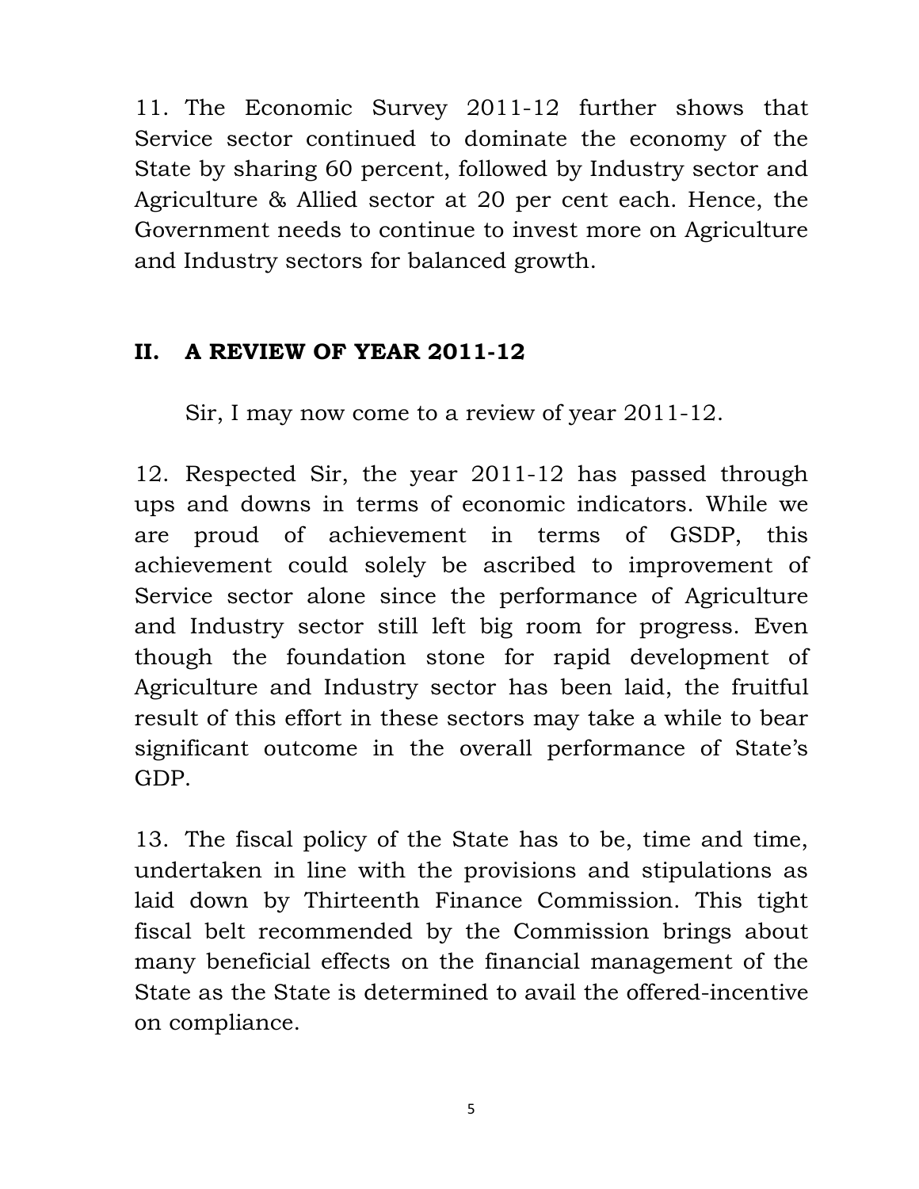11. The Economic Survey 2011-12 further shows that Service sector continued to dominate the economy of the State by sharing 60 percent, followed by Industry sector and Agriculture & Allied sector at 20 per cent each. Hence, the Government needs to continue to invest more on Agriculture and Industry sectors for balanced growth.

## II. A REVIEW OF YEAR 2011-12

Sir, I may now come to a review of year 2011-12.

12. Respected Sir, the year 2011-12 has passed through ups and downs in terms of economic indicators. While we are proud of achievement in terms of GSDP, this achievement could solely be ascribed to improvement of Service sector alone since the performance of Agriculture and Industry sector still left big room for progress. Even though the foundation stone for rapid development of Agriculture and Industry sector has been laid, the fruitful result of this effort in these sectors may take a while to bear significant outcome in the overall performance of State's GDP.

13. The fiscal policy of the State has to be, time and time, undertaken in line with the provisions and stipulations as laid down by Thirteenth Finance Commission. This tight fiscal belt recommended by the Commission brings about many beneficial effects on the financial management of the State as the State is determined to avail the offered-incentive on compliance.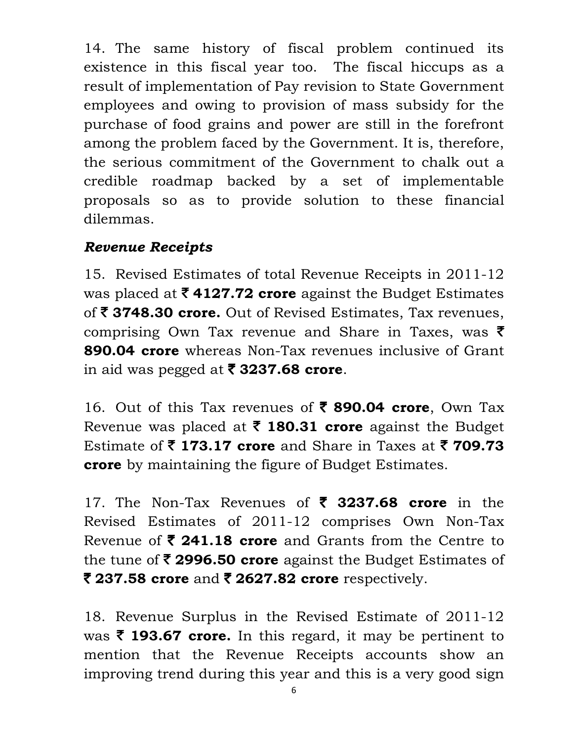14. The same history of fiscal problem continued its existence in this fiscal year too. The fiscal hiccups as a result of implementation of Pay revision to State Government employees and owing to provision of mass subsidy for the purchase of food grains and power are still in the forefront among the problem faced by the Government. It is, therefore, the serious commitment of the Government to chalk out a credible roadmap backed by a set of implementable proposals so as to provide solution to these financial dilemmas.

### *Revenue Receipts*

15. Revised Estimates of total Revenue Receipts in 2011-12 was placed at **₹ 4127.72 crore** against the Budget Estimates of **₹ 3748.30 crore.** Out of Revised Estimates, Tax revenues, comprising Own Tax revenue and Share in Taxes, was **₹ 890.04 crore** whereas Non-Tax revenues inclusive of Grant in aid was pegged at **₹ 3237.68 crore**.

16. Out of this Tax revenues of **₹ 890.04 crore**, Own Tax Revenue was placed at **₹ 180.31 crore** against the Budget Estimate of **₹ 173.17 crore** and Share in Taxes at **₹ 709.73 crore** by maintaining the figure of Budget Estimates.

17. The Non-Tax Revenues of **₹ 3237.68 crore** in the Revised Estimates of 2011-12 comprises Own Non-Tax Revenue of **₹ 241.18 crore** and Grants from the Centre to the tune of **₹ 2996.50 crore** against the Budget Estimates of **₹ 237.58 crore** and **₹ 2627.82 crore** respectively.

18. Revenue Surplus in the Revised Estimate of 2011-12 was **₹ 193.67 crore.** In this regard, it may be pertinent to mention that the Revenue Receipts accounts show an improving trend during this year and this is a very good sign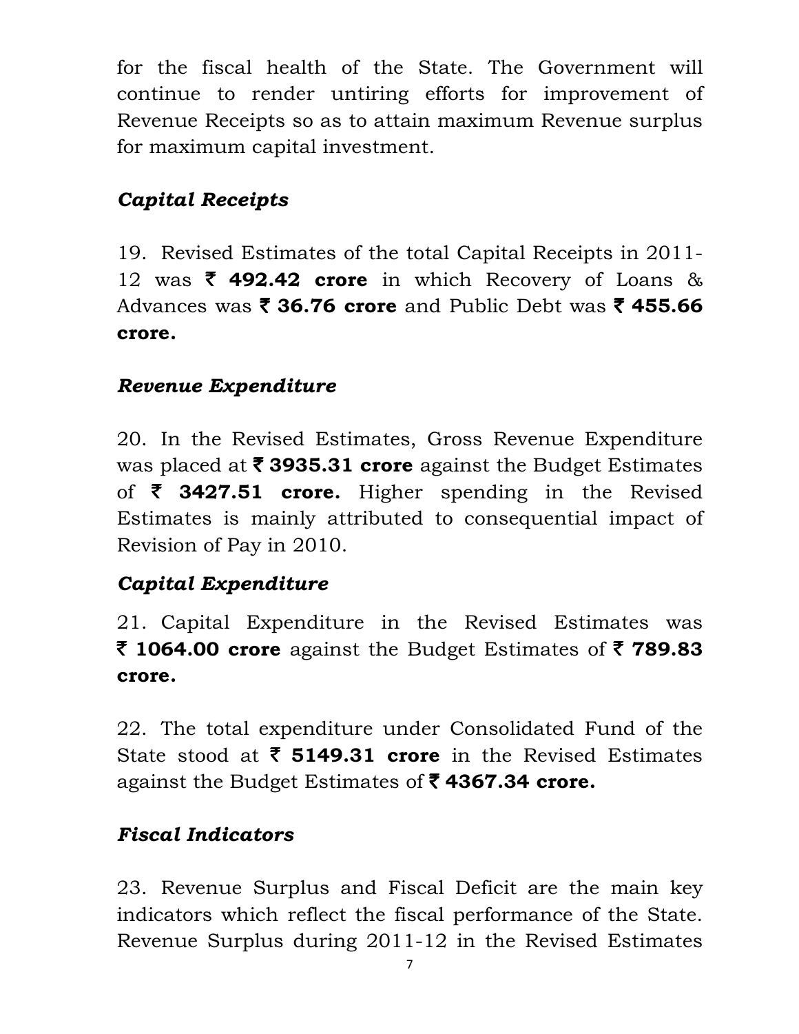for the fiscal health of the State. The Government will continue to render untiring efforts for improvement of Revenue Receipts so as to attain maximum Revenue surplus for maximum capital investment.

### *Capital Receipts*

19. Revised Estimates of the total Capital Receipts in 2011-12 was **₹ 492.42 crore** in which Recovery of Loans & Advances was **₹ 36.76 crore** and Public Debt was **₹ 455.66 crore.**

### *Revenue Expenditure*

20. In the Revised Estimates, Gross Revenue Expenditure was placed at **₹ 3935.31 crore** against the Budget Estimates of **₹ 3427.51 crore.** Higher spending in the Revised Estimates is mainly attributed to consequential impact of Revision of Pay in 2010.

### *Capital Expenditure*

21. Capital Expenditure in the Revised Estimates was **₹ 1064.00 crore** against the Budget Estimates of **₹ 789.83 crore.**

22. The total expenditure under Consolidated Fund of the State stood at **₹ 5149.31 crore** in the Revised Estimates against the Budget Estimates of **₹ 4367.34 crore.**

### *Fiscal Indicators*

23. Revenue Surplus and Fiscal Deficit are the main key indicators which reflect the fiscal performance of the State. Revenue Surplus during 2011-12 in the Revised Estimates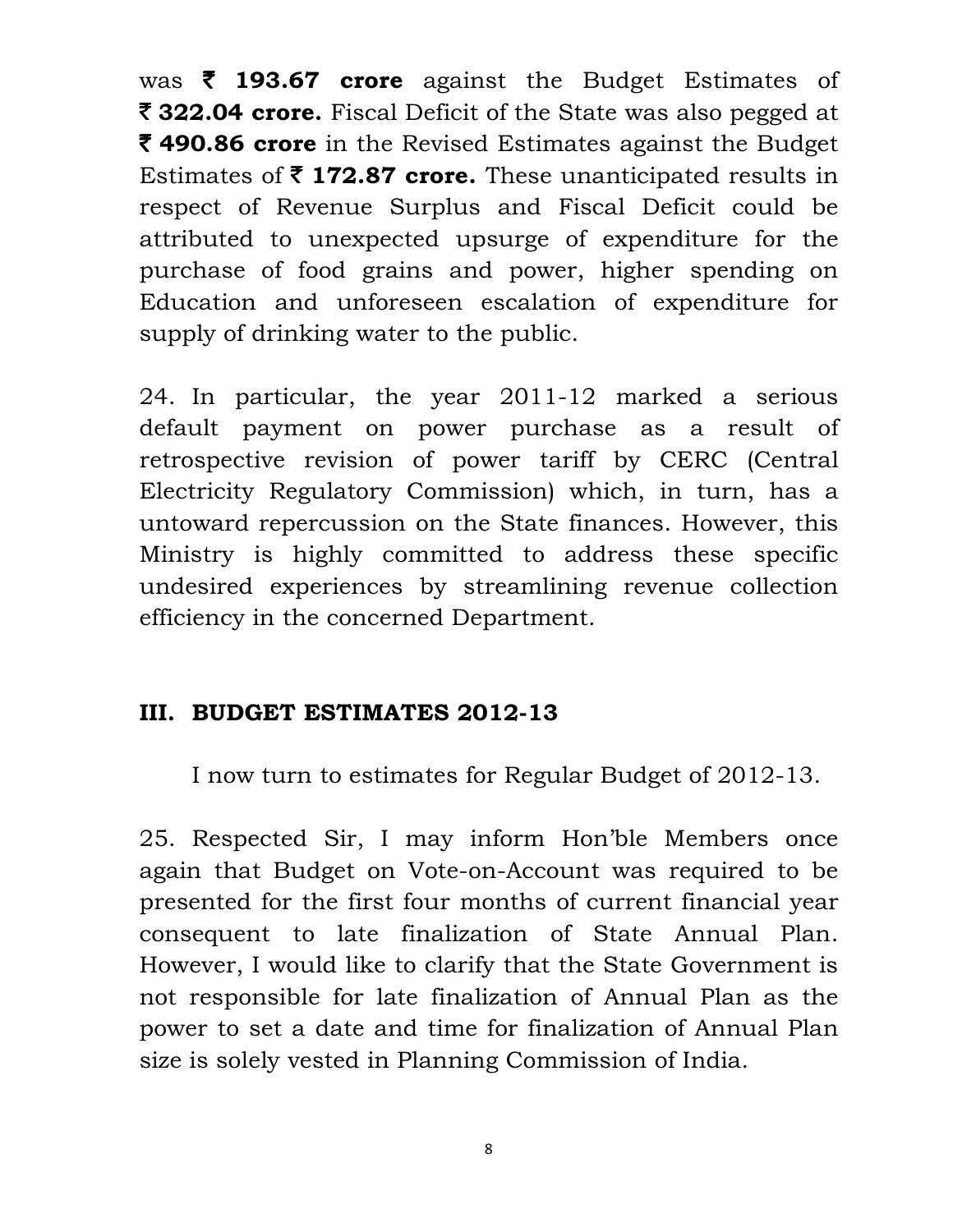was **₹ 193.67 crore** against the Budget Estimates of **₹ 322.04 crore.** Fiscal Deficit of the State was also pegged at **₹ 490.86 crore** in the Revised Estimates against the Budget Estimates of **₹ 172.87 crore.** These unanticipated results in respect of Revenue Surplus and Fiscal Deficit could be attributed to unexpected upsurge of expenditure for the purchase of food grains and power, higher spending on Education and unforeseen escalation of expenditure for supply of drinking water to the public.

24. In particular, the year 2011-12 marked a serious default payment on power purchase as a result of retrospective revision of power tariff by CERC (Central Electricity Regulatory Commission) which, in turn, has a untoward repercussion on the State finances. However, this Ministry is highly committed to address these specific undesired experiences by streamlining revenue collection efficiency in the concerned Department.

## III. BUDGET ESTIMATES 2012-13

I now turn to estimates for Regular Budget of 2012-13.

25. Respected Sir, I may inform Hon'ble Members once again that Budget on Vote-on-Account was required to be presented for the first four months of current financial year consequent to late finalization of State Annual Plan. However, I would like to clarify that the State Government is not responsible for late finalization of Annual Plan as the power to set a date and time for finalization of Annual Plan size is solely vested in Planning Commission of India.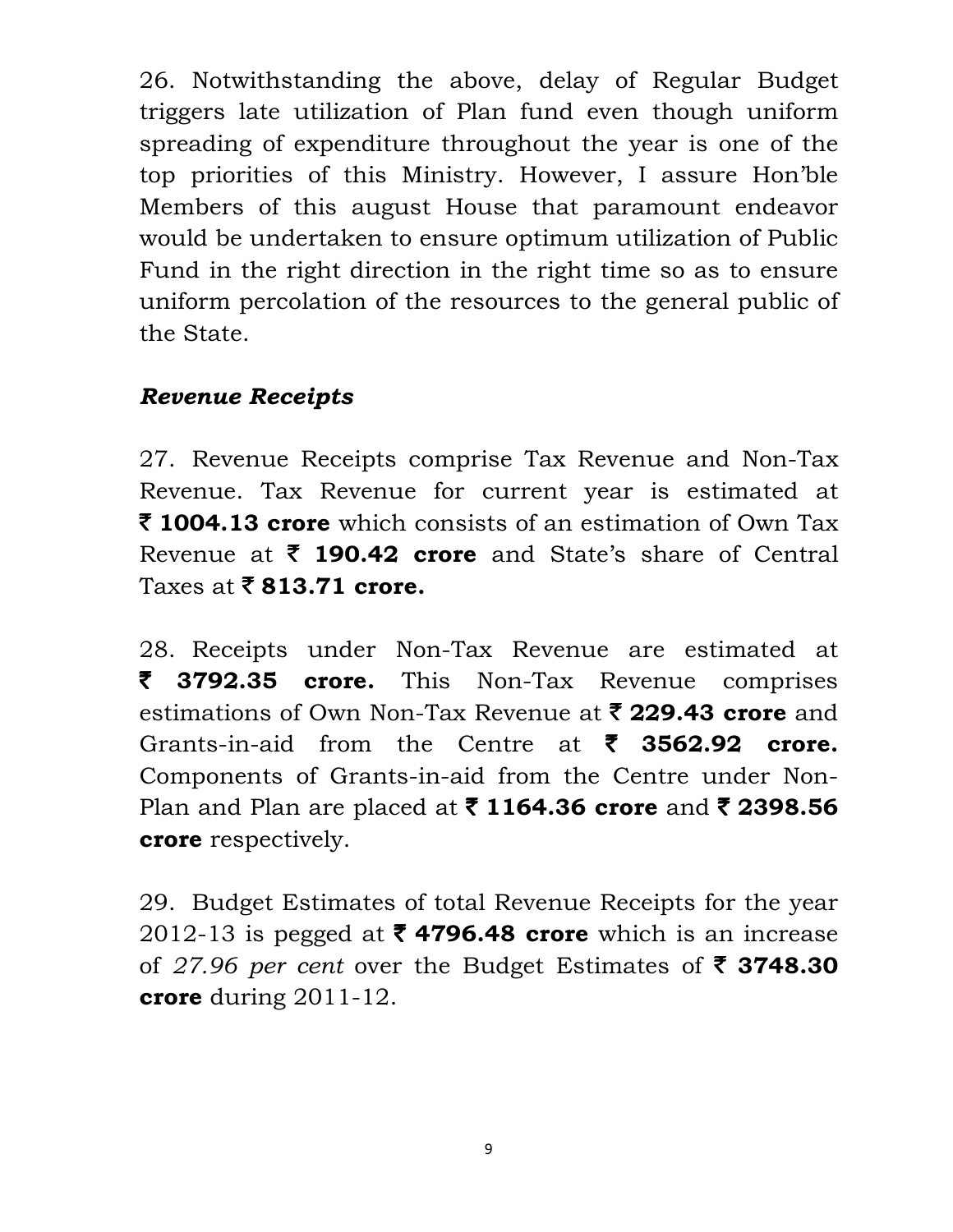26. Notwithstanding the above, delay of Regular Budget triggers late utilization of Plan fund even though uniform spreading of expenditure throughout the year is one of the top priorities of this Ministry. However, I assure Hon'ble Members of this august House that paramount endeavor would be undertaken to ensure optimum utilization of Public Fund in the right direction in the right time so as to ensure uniform percolation of the resources to the general public of the State.

### *Revenue Receipts*

27. Revenue Receipts comprise Tax Revenue and Non-Tax Revenue. Tax Revenue for current year is estimated at **₹ 1004.13 crore** which consists of an estimation of Own Tax Revenue at **₹ 190.42 crore** and State's share of Central Taxes at **₹ 813.71 crore.**

28. Receipts under Non-Tax Revenue are estimated at **₹ 3792.35 crore.** This Non-Tax Revenue comprises estimations of Own Non-Tax Revenue at **₹ 229.43 crore** and Grants-in-aid from the Centre at **₹ 3562.92 crore.** Components of Grants-in-aid from the Centre under Non-Plan and Plan are placed at **₹ 1164.36 crore** and **₹ 2398.56 crore** respectively.

29. Budget Estimates of total Revenue Receipts for the year 2012-13 is pegged at **₹ 4796.48 crore** which is an increase of *27.96 per cent* over the Budget Estimates of **₹ 3748.30 crore** during 2011-12.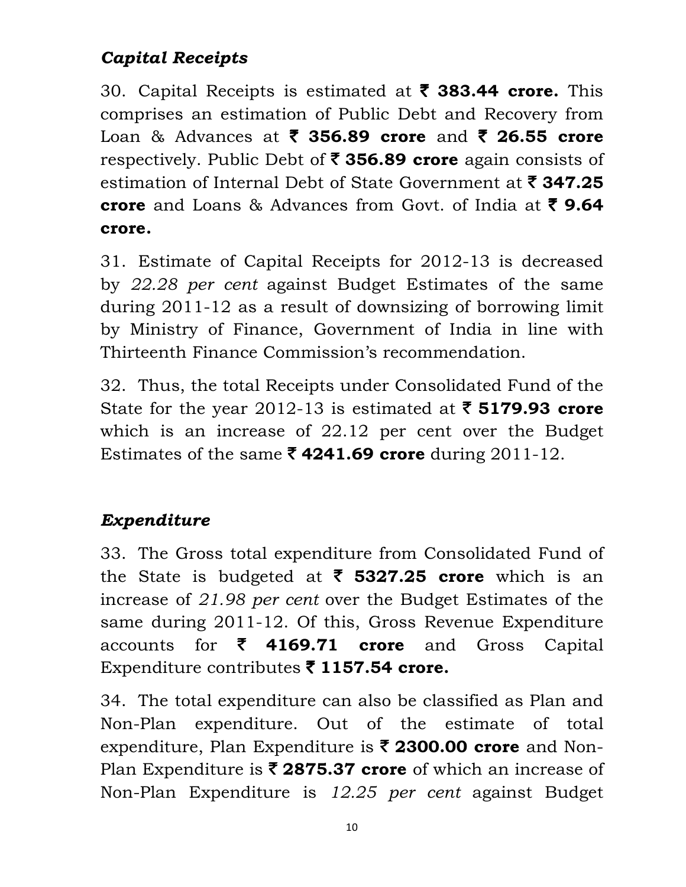### *Capital Receipts*

30. Capital Receipts is estimated at **₹ 383.44 crore.** This comprises an estimation of Public Debt and Recovery from Loan & Advances at **₹ 356.89 crore** and **₹ 26.55 crore** respectively. Public Debt of **₹ 356.89 crore** again consists of estimation of Internal Debt of State Government at **₹ 347.25 crore** and Loans & Advances from Govt. of India at **₹ 9.64 crore.**

31. Estimate of Capital Receipts for 2012-13 is decreased by *22.28 per cent* against Budget Estimates of the same during 2011-12 as a result of downsizing of borrowing limit by Ministry of Finance, Government of India in line with Thirteenth Finance Commission's recommendation.

32. Thus, the total Receipts under Consolidated Fund of the State for the year 2012-13 is estimated at **₹ 5179.93 crore** which is an increase of 22.12 per cent over the Budget Estimates of the same **₹ 4241.69 crore** during 2011-12.

### *Expenditure*

33. The Gross total expenditure from Consolidated Fund of the State is budgeted at **₹ 5327.25 crore** which is an increase of *21.98 per cent* over the Budget Estimates of the same during 2011-12. Of this, Gross Revenue Expenditure accounts for **₹ 4169.71 crore** and Gross Capital Expenditure contributes **₹ 1157.54 crore.**

34. The total expenditure can also be classified as Plan and Non-Plan expenditure. Out of the estimate of total expenditure, Plan Expenditure is **₹ 2300.00 crore** and Non-Plan Expenditure is **₹ 2875.37 crore** of which an increase of Non-Plan Expenditure is *12.25 per cent* against Budget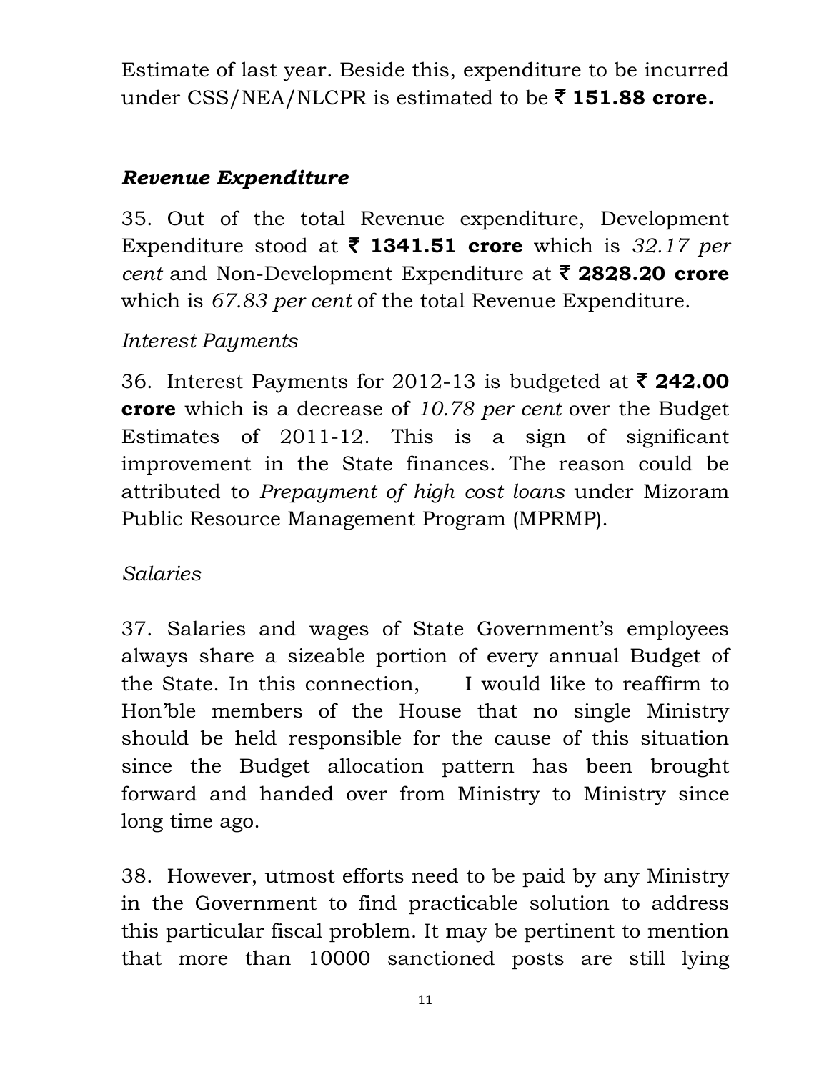Estimate of last year. Beside this, expenditure to be incurred under CSS/NEA/NLCPR is estimated to be **₹ 151.88 crore.**

### *Revenue Expenditure*

35. Out of the total Revenue expenditure, Development Expenditure stood at **₹ 1341.51 crore** which is *32.17 per cent* and Non-Development Expenditure at **₹ 2828.20 crore** which is *67.83 per cent* of the total Revenue Expenditure.

*Interest Payments*

36. Interest Payments for 2012-13 is budgeted at **₹ 242.00 crore** which is a decrease of *10.78 per cent* over the Budget Estimates of 2011-12. This is a sign of significant improvement in the State finances. The reason could be attributed to *Prepayment of high cost loans* under Mizoram Public Resource Management Program (MPRMP).

*Salaries*

37. Salaries and wages of State Government's employees always share a sizeable portion of every annual Budget of the State. In this connection, I would like to reaffirm to Hon'ble members of the House that no single Ministry should be held responsible for the cause of this situation since the Budget allocation pattern has been brought forward and handed over from Ministry to Ministry since long time ago.

38. However, utmost efforts need to be paid by any Ministry in the Government to find practicable solution to address this particular fiscal problem. It may be pertinent to mention that more than 10000 sanctioned posts are still lying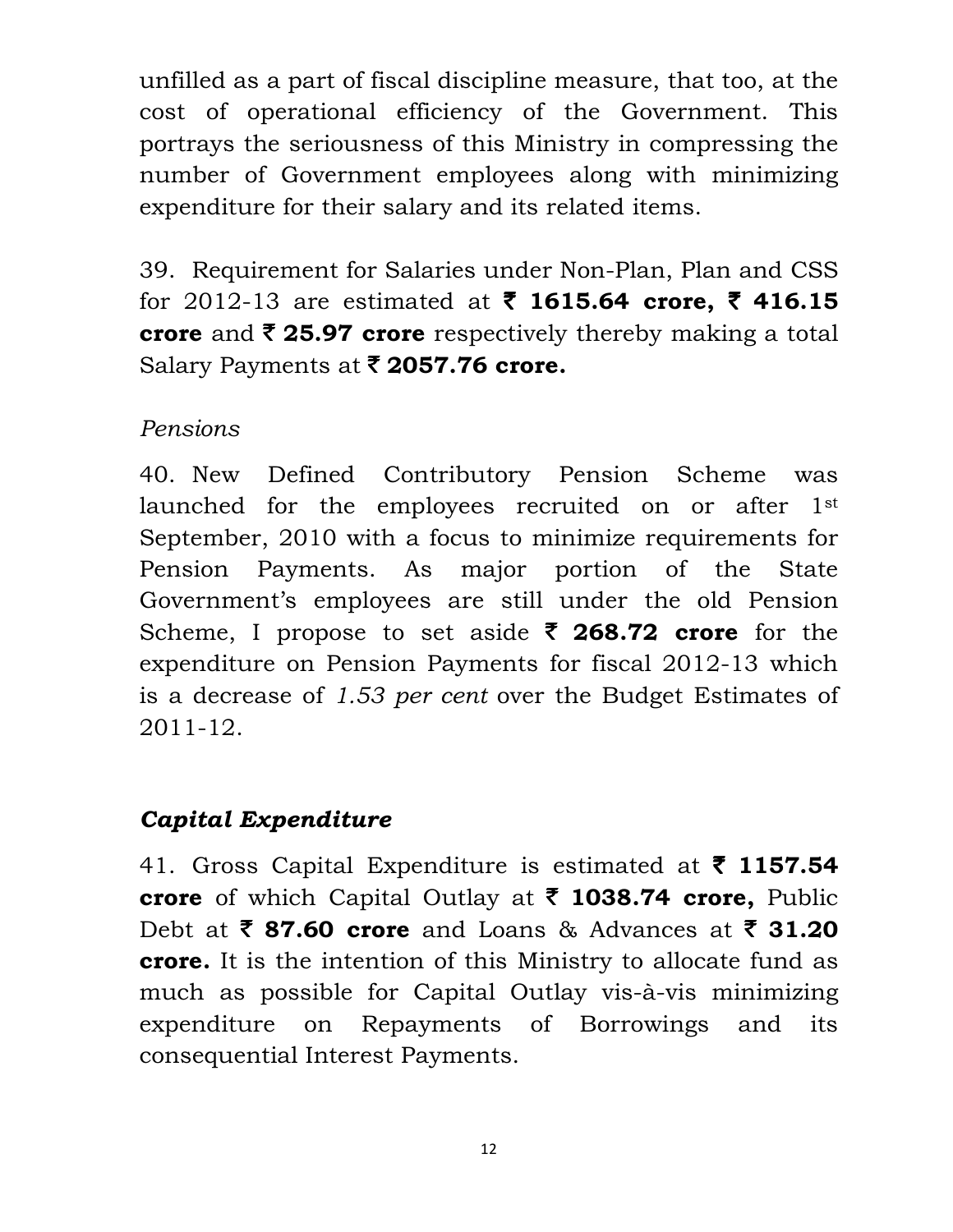unfilled as a part of fiscal discipline measure, that too, at the cost of operational efficiency of the Government. This portrays the seriousness of this Ministry in compressing the number of Government employees along with minimizing expenditure for their salary and its related items.

39. Requirement for Salaries under Non-Plan, Plan and CSS for 2012-13 are estimated at **₹ 1615.64 crore, ₹ 416.15 crore** and **₹ 25.97 crore** respectively thereby making a total Salary Payments at **₹ 2057.76 crore.**

*Pensions*

40. New Defined Contributory Pension Scheme was launched for the employees recruited on or after 1st September, 2010 with a focus to minimize requirements for Pension Payments. As major portion of the State Government's employees are still under the old Pension Scheme, I propose to set aside **₹ 268.72 crore** for the expenditure on Pension Payments for fiscal 2012-13 which is a decrease of *1.53 per cent* over the Budget Estimates of 2011-12.

### *Capital Expenditure*

41. Gross Capital Expenditure is estimated at **₹ 1157.54 crore** of which Capital Outlay at **₹ 1038.74 crore,** Public Debt at **₹ 87.60 crore** and Loans & Advances at **₹ 31.20 crore.** It is the intention of this Ministry to allocate fund as much as possible for Capital Outlay vis-à-vis minimizing expenditure on Repayments of Borrowings and its consequential Interest Payments.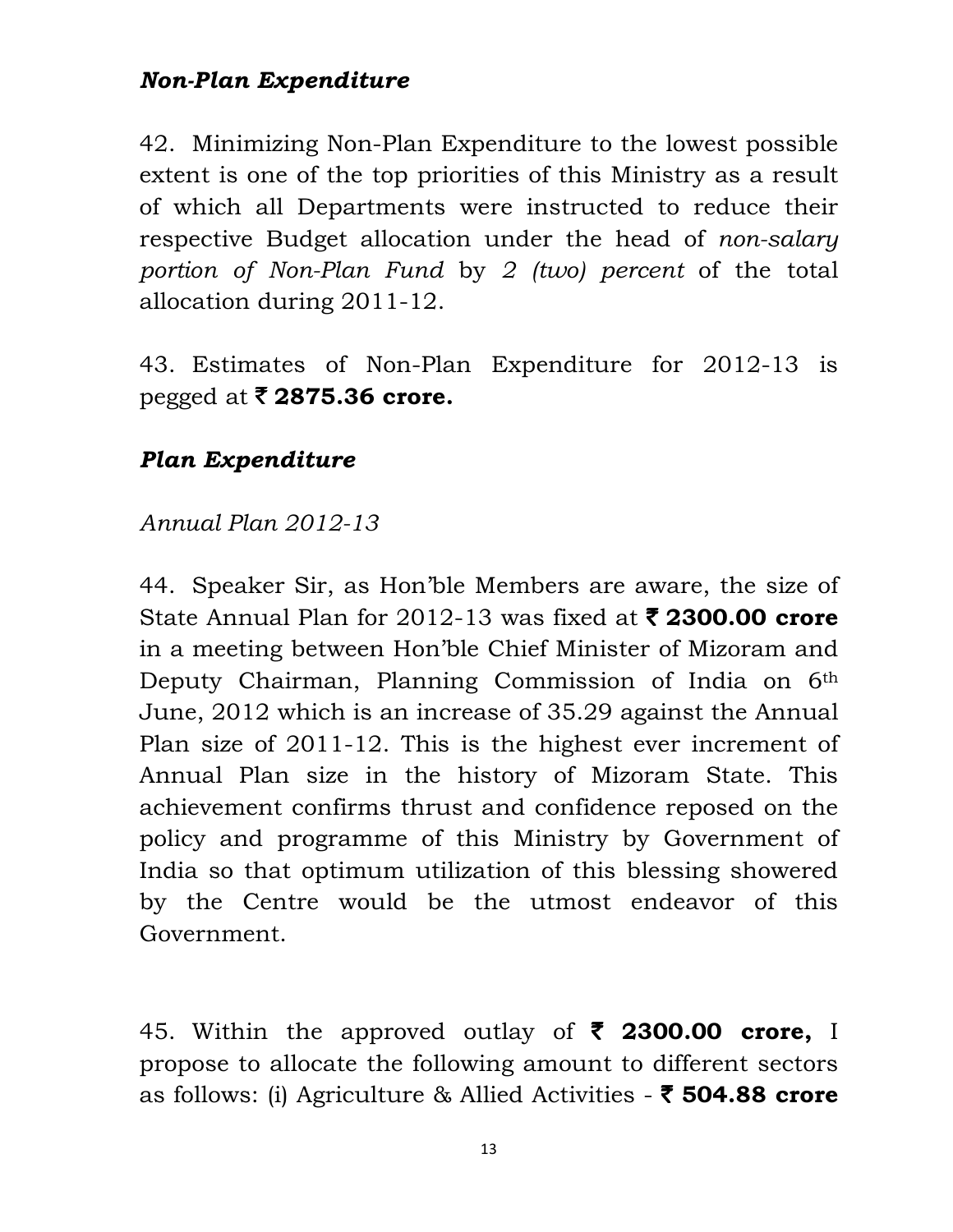### *Non-Plan Expenditure*

42. Minimizing Non-Plan Expenditure to the lowest possible extent is one of the top priorities of this Ministry as a result of which all Departments were instructed to reduce their respective Budget allocation under the head of *non-salary portion of Non-Plan Fund* by *2 (two) percent* of the total allocation during 2011-12.

43. Estimates of Non-Plan Expenditure for 2012-13 is pegged at **₹ 2875.36 crore.**

### *Plan Expenditure*

*Annual Plan 2012-13*

44. Speaker Sir, as Hon'ble Members are aware, the size of State Annual Plan for 2012-13 was fixed at **₹ 2300.00 crore** in a meeting between Hon'ble Chief Minister of Mizoram and Deputy Chairman, Planning Commission of India on 6th June, 2012 which is an increase of 35.29 against the Annual Plan size of 2011-12. This is the highest ever increment of Annual Plan size in the history of Mizoram State. This achievement confirms thrust and confidence reposed on the policy and programme of this Ministry by Government of India so that optimum utilization of this blessing showered by the Centre would be the utmost endeavor of this Government.

45. Within the approved outlay of **₹ 2300.00 crore,** I propose to allocate the following amount to different sectors as follows: (i) Agriculture & Allied Activities - **₹ 504.88 crore**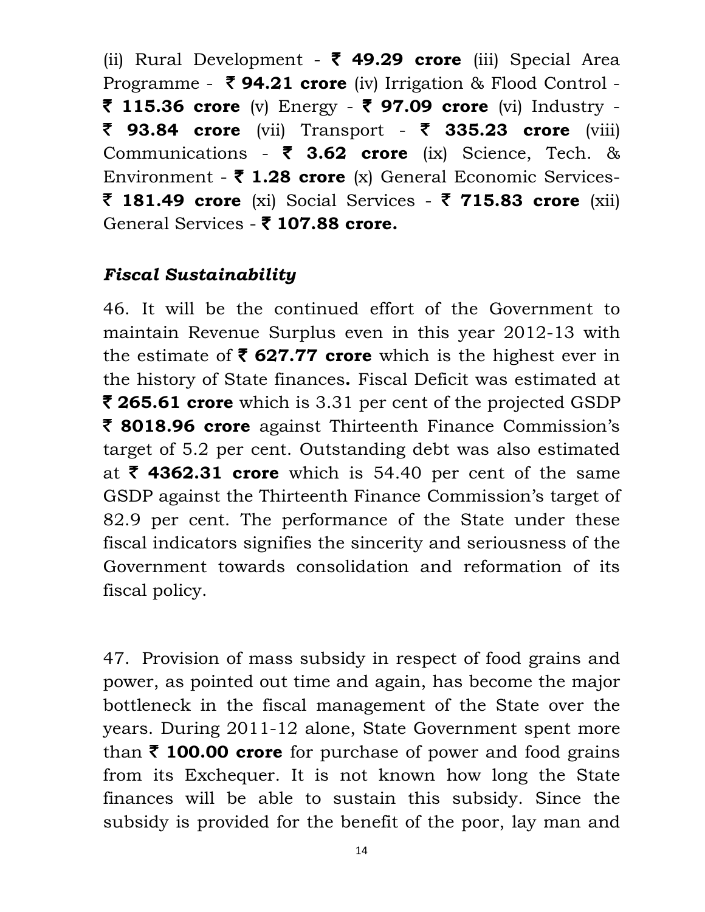(ii) Rural Development - **₹ 49.29 crore** (iii) Special Area Programme - **₹ 94.21 crore** (iv) Irrigation & Flood Control - **₹ 115.36 crore** (v) Energy - **₹ 97.09 crore** (vi) Industry - **₹ 93.84 crore** (vii) Transport - **₹ 335.23 crore** (viii) Communications - **₹ 3.62 crore** (ix) Science, Tech. & Environment - **₹ 1.28 crore** (x) General Economic Services- **₹ 181.49 crore** (xi) Social Services - **₹ 715.83 crore** (xii) General Services - **₹ 107.88 crore.**

***Fiscal Sustainability***

46. It will be the continued effort of the Government to maintain Revenue Surplus even in this year 2012-13 with the estimate of **₹ 627.77 crore** which is the highest ever in the history of State finances**.** Fiscal Deficit was estimated at **₹ 265.61 crore** which is 3.31 per cent of the projected GSDP **₹ 8018.96 crore** against Thirteenth Finance Commission's target of 5.2 per cent. Outstanding debt was also estimated at **₹ 4362.31 crore** which is 54.40 per cent of the same GSDP against the Thirteenth Finance Commission's target of 82.9 per cent. The performance of the State under these fiscal indicators signifies the sincerity and seriousness of the Government towards consolidation and reformation of its fiscal policy.

47. Provision of mass subsidy in respect of food grains and power, as pointed out time and again, has become the major bottleneck in the fiscal management of the State over the years. During 2011-12 alone, State Government spent more than **₹ 100.00 crore** for purchase of power and food grains from its Exchequer. It is not known how long the State finances will be able to sustain this subsidy. Since the subsidy is provided for the benefit of the poor, lay man and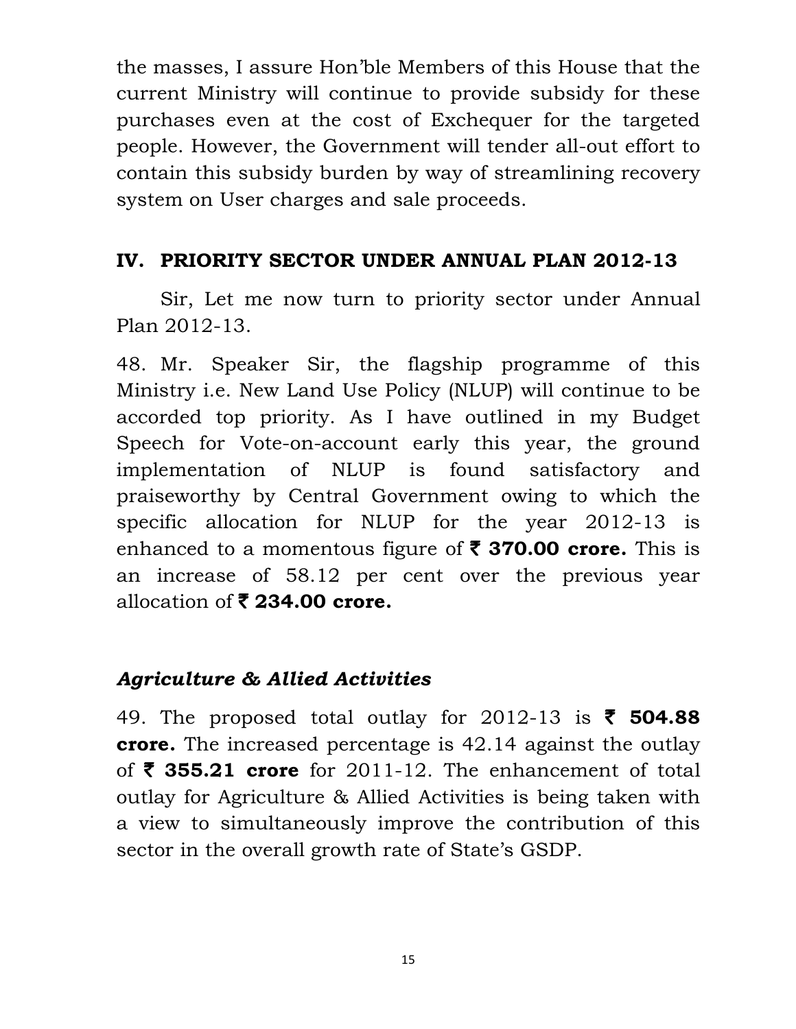the masses, I assure Hon'ble Members of this House that the current Ministry will continue to provide subsidy for these purchases even at the cost of Exchequer for the targeted people. However, the Government will tender all-out effort to contain this subsidy burden by way of streamlining recovery system on User charges and sale proceeds.

## IV. PRIORITY SECTOR UNDER ANNUAL PLAN 2012-13

Sir, Let me now turn to priority sector under Annual Plan 2012-13.

48. Mr. Speaker Sir, the flagship programme of this Ministry i.e. New Land Use Policy (NLUP) will continue to be accorded top priority. As I have outlined in my Budget Speech for Vote-on-account early this year, the ground implementation of NLUP is found satisfactory and praiseworthy by Central Government owing to which the specific allocation for NLUP for the year 2012-13 is enhanced to a momentous figure of **₹ 370.00 crore.** This is an increase of 58.12 per cent over the previous year allocation of **₹ 234.00 crore.**

### *Agriculture & Allied Activities*

49. The proposed total outlay for 2012-13 is **₹ 504.88 crore.** The increased percentage is 42.14 against the outlay of **₹ 355.21 crore** for 2011-12. The enhancement of total outlay for Agriculture & Allied Activities is being taken with a view to simultaneously improve the contribution of this sector in the overall growth rate of State's GSDP.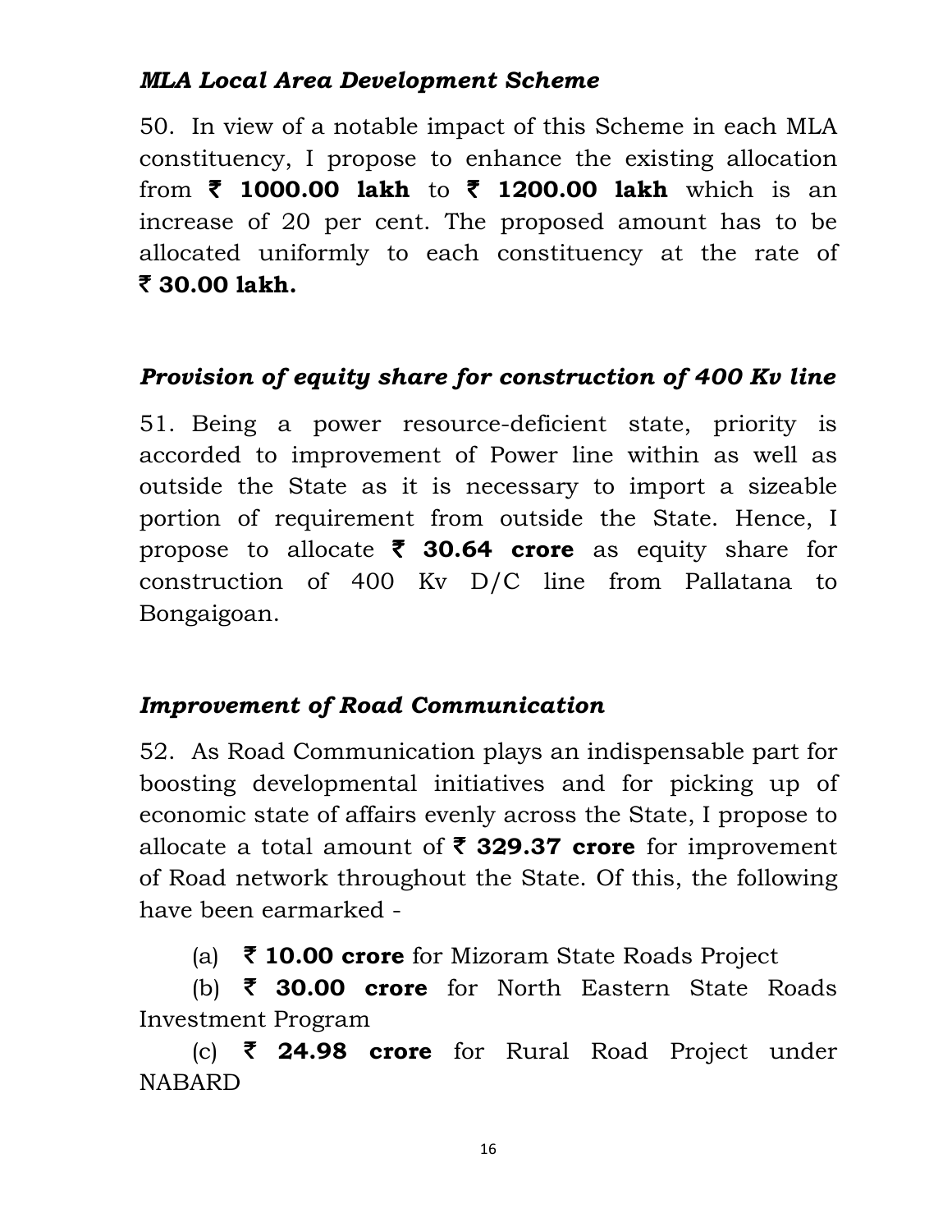### *MLA Local Area Development Scheme*

50. In view of a notable impact of this Scheme in each MLA constituency, I propose to enhance the existing allocation from **₹ 1000.00 lakh** to **₹ 1200.00 lakh** which is an increase of 20 per cent. The proposed amount has to be allocated uniformly to each constituency at the rate of **₹ 30.00 lakh.**

### *Provision of equity share for construction of 400 Kv line*

51. Being a power resource-deficient state, priority is accorded to improvement of Power line within as well as outside the State as it is necessary to import a sizeable portion of requirement from outside the State. Hence, I propose to allocate **₹ 30.64 crore** as equity share for construction of 400 Kv D/C line from Pallatana to Bongaigoan.

### *Improvement of Road Communication*

52. As Road Communication plays an indispensable part for boosting developmental initiatives and for picking up of economic state of affairs evenly across the State, I propose to allocate a total amount of **₹ 329.37 crore** for improvement of Road network throughout the State. Of this, the following have been earmarked -

(a) **₹ 10.00 crore** for Mizoram State Roads Project

(b) **₹ 30.00 crore** for North Eastern State Roads Investment Program

(c) **₹ 24.98 crore** for Rural Road Project under NABARD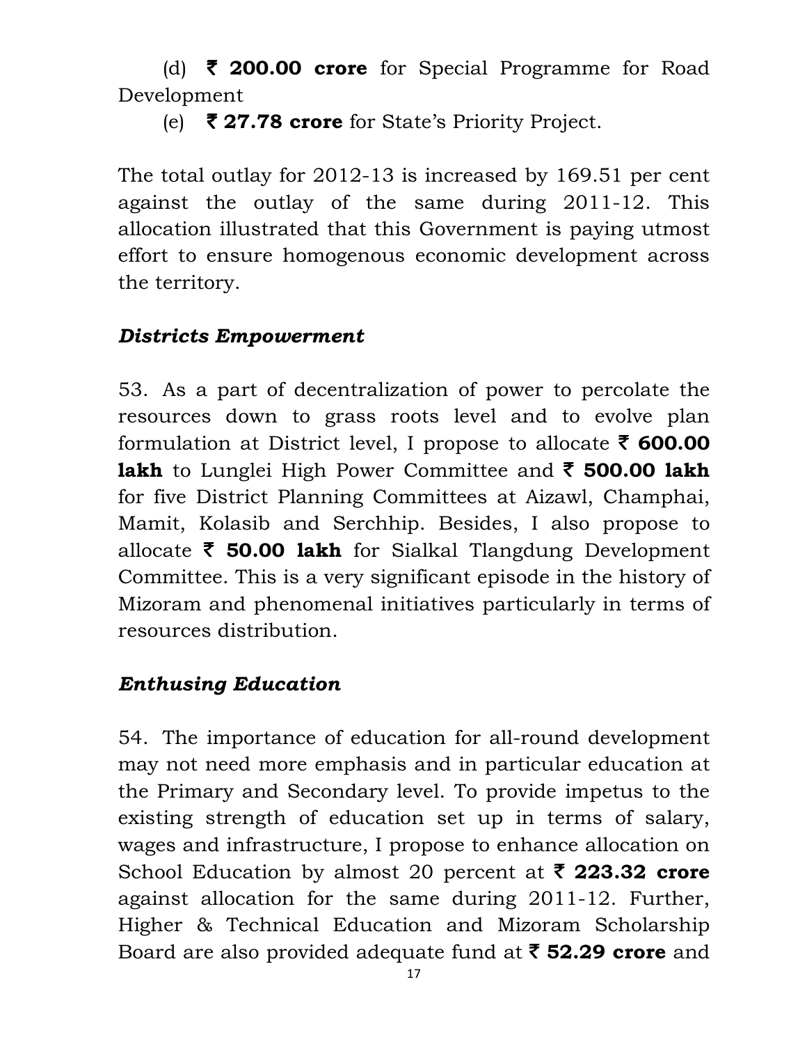(d) **₹ 200.00 crore** for Special Programme for Road Development

(e) **₹ 27.78 crore** for State's Priority Project.

The total outlay for 2012-13 is increased by 169.51 per cent against the outlay of the same during 2011-12. This allocation illustrated that this Government is paying utmost effort to ensure homogenous economic development across the territory.

### *Districts Empowerment*

53. As a part of decentralization of power to percolate the resources down to grass roots level and to evolve plan formulation at District level, I propose to allocate **₹ 600.00 lakh** to Lunglei High Power Committee and **₹ 500.00 lakh** for five District Planning Committees at Aizawl, Champhai, Mamit, Kolasib and Serchhip. Besides, I also propose to allocate **₹ 50.00 lakh** for Sialkal Tlangdung Development Committee. This is a very significant episode in the history of Mizoram and phenomenal initiatives particularly in terms of resources distribution.

### *Enthusing Education*

54. The importance of education for all-round development may not need more emphasis and in particular education at the Primary and Secondary level. To provide impetus to the existing strength of education set up in terms of salary, wages and infrastructure, I propose to enhance allocation on School Education by almost 20 percent at **₹ 223.32 crore** against allocation for the same during 2011-12. Further, Higher & Technical Education and Mizoram Scholarship Board are also provided adequate fund at **₹ 52.29 crore** and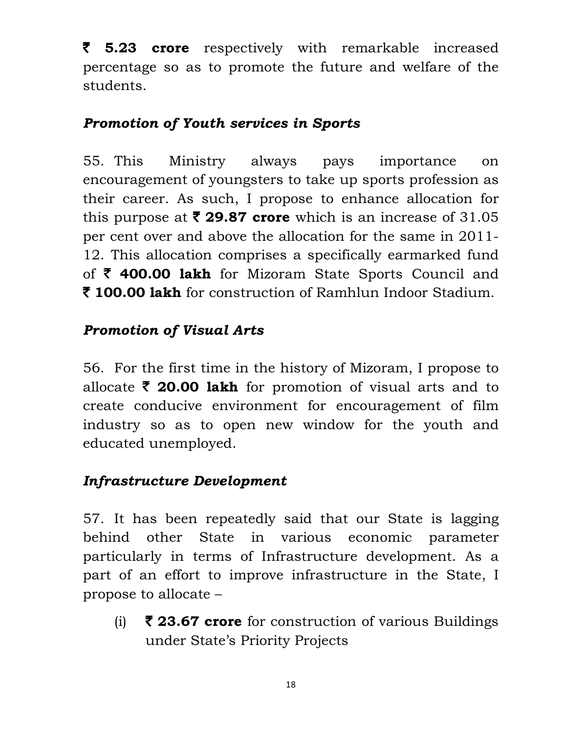**₹ 5.23 crore** respectively with remarkable increased percentage so as to promote the future and welfare of the students.

### *Promotion of Youth services in Sports*

55. This Ministry always pays importance on encouragement of youngsters to take up sports profession as their career. As such, I propose to enhance allocation for this purpose at **₹ 29.87 crore** which is an increase of 31.05 per cent over and above the allocation for the same in 2011-12. This allocation comprises a specifically earmarked fund of **₹ 400.00 lakh** for Mizoram State Sports Council and **₹ 100.00 lakh** for construction of Ramhlun Indoor Stadium.

### *Promotion of Visual Arts*

56. For the first time in the history of Mizoram, I propose to allocate **₹ 20.00 lakh** for promotion of visual arts and to create conducive environment for encouragement of film industry so as to open new window for the youth and educated unemployed.

### *Infrastructure Development*

57. It has been repeatedly said that our State is lagging behind other State in various economic parameter particularly in terms of Infrastructure development. As a part of an effort to improve infrastructure in the State, I propose to allocate –

(i) **₹ 23.67 crore** for construction of various Buildings under State's Priority Projects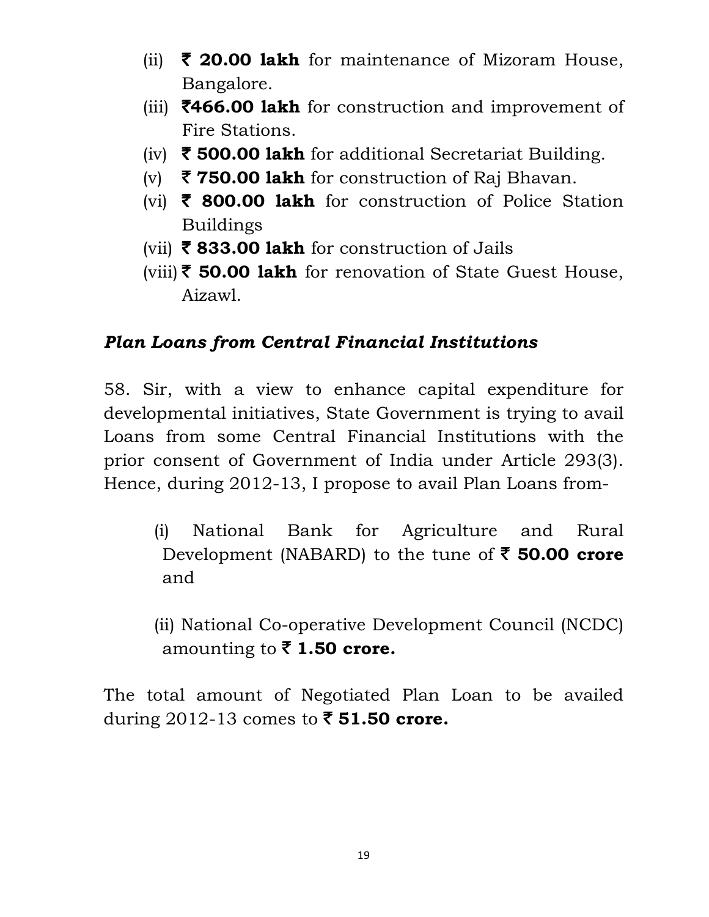(ii) **₹ 20.00 lakh** for maintenance of Mizoram House, Bangalore.

(iii) **₹466.00 lakh** for construction and improvement of Fire Stations.

(iv) **₹ 500.00 lakh** for additional Secretariat Building.

(v) **₹ 750.00 lakh** for construction of Raj Bhavan.

(vi) **₹ 800.00 lakh** for construction of Police Station Buildings

(vii) **₹ 833.00 lakh** for construction of Jails

(viii) **₹ 50.00 lakh** for renovation of State Guest House, Aizawl.

***Plan Loans from Central Financial Institutions***

58. Sir, with a view to enhance capital expenditure for developmental initiatives, State Government is trying to avail Loans from some Central Financial Institutions with the prior consent of Government of India under Article 293(3). Hence, during 2012-13, I propose to avail Plan Loans from-

(i) National Bank for Agriculture and Rural Development (NABARD) to the tune of **₹ 50.00 crore** and

(ii) National Co-operative Development Council (NCDC) amounting to **₹ 1.50 crore.**

The total amount of Negotiated Plan Loan to be availed during 2012-13 comes to **₹ 51.50 crore.**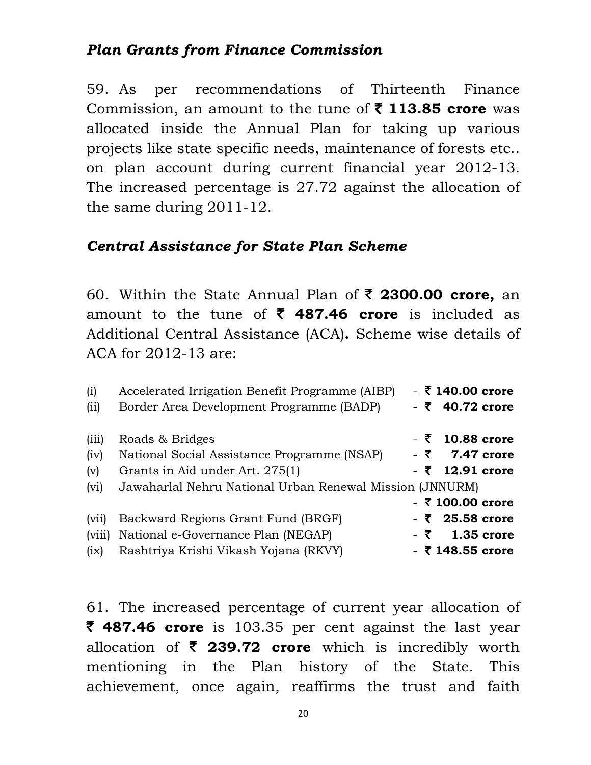### *Plan Grants from Finance Commission*

59. As per recommendations of Thirteenth Finance Commission, an amount to the tune of **₹ 113.85 crore** was allocated inside the Annual Plan for taking up various projects like state specific needs, maintenance of forests etc.. on plan account during current financial year 2012-13. The increased percentage is 27.72 against the allocation of the same during 2011-12.

### *Central Assistance for State Plan Scheme*

60. Within the State Annual Plan of **₹ 2300.00 crore,** an amount to the tune of **₹ 487.46 crore** is included as Additional Central Assistance (ACA)**.** Scheme wise details of ACA for 2012-13 are:

| | | |
|---|---|---|
| (i) | Accelerated Irrigation Benefit Programme (AIBP) | - **₹ 140.00 crore** |
| (ii) | Border Area Development Programme (BADP) | - **₹ 40.72 crore** |
| (iii) | Roads & Bridges | - **₹ 10.88 crore** |
| (iv) | National Social Assistance Programme (NSAP) | - **₹ 7.47 crore** |
| (v) | Grants in Aid under Art. 275(1) | - **₹ 12.91 crore** |
| (vi) | Jawaharlal Nehru National Urban Renewal Mission (JNNURM) | - **₹ 100.00 crore** |
| (vii) | Backward Regions Grant Fund (BRGF) | - **₹ 25.58 crore** |
| (viii) | National e-Governance Plan (NEGAP) | - **₹ 1.35 crore** |
| (ix) | Rashtriya Krishi Vikash Yojana (RKVY) | - **₹ 148.55 crore** |

61. The increased percentage of current year allocation of **₹ 487.46 crore** is 103.35 per cent against the last year allocation of **₹ 239.72 crore** which is incredibly worth mentioning in the Plan history of the State. This achievement, once again, reaffirms the trust and faith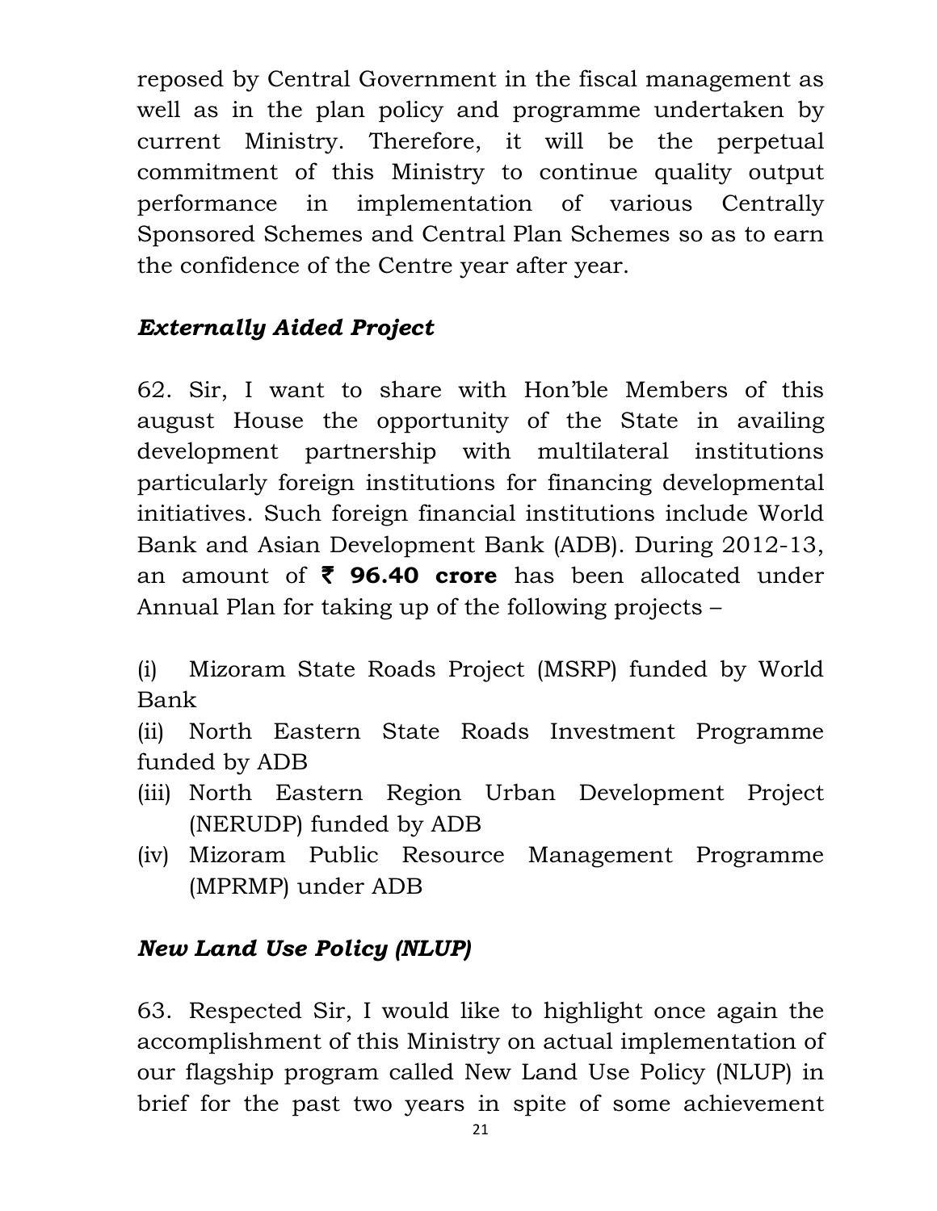reposed by Central Government in the fiscal management as well as in the plan policy and programme undertaken by current Ministry. Therefore, it will be the perpetual commitment of this Ministry to continue quality output performance in implementation of various Centrally Sponsored Schemes and Central Plan Schemes so as to earn the confidence of the Centre year after year.

### *Externally Aided Project*

62. Sir, I want to share with Hon'ble Members of this august House the opportunity of the State in availing development partnership with multilateral institutions particularly foreign institutions for financing developmental initiatives. Such foreign financial institutions include World Bank and Asian Development Bank (ADB). During 2012-13, an amount of **₹ 96.40 crore** has been allocated under Annual Plan for taking up of the following projects –

(i) Mizoram State Roads Project (MSRP) funded by World Bank

(ii) North Eastern State Roads Investment Programme funded by ADB

(iii) North Eastern Region Urban Development Project (NERUDP) funded by ADB

(iv) Mizoram Public Resource Management Programme (MPRMP) under ADB

### *New Land Use Policy (NLUP)*

63. Respected Sir, I would like to highlight once again the accomplishment of this Ministry on actual implementation of our flagship program called New Land Use Policy (NLUP) in brief for the past two years in spite of some achievement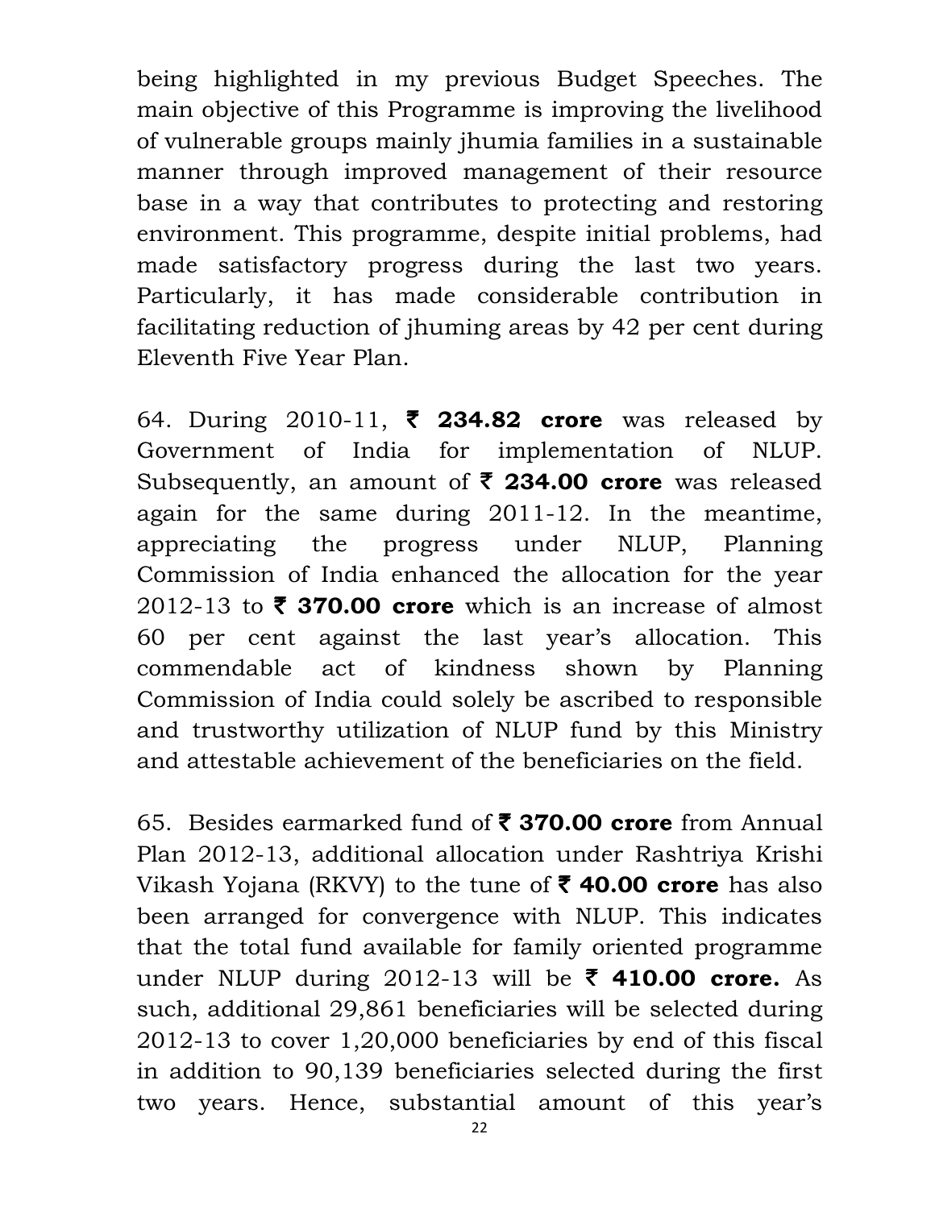being highlighted in my previous Budget Speeches. The main objective of this Programme is improving the livelihood of vulnerable groups mainly jhumia families in a sustainable manner through improved management of their resource base in a way that contributes to protecting and restoring environment. This programme, despite initial problems, had made satisfactory progress during the last two years. Particularly, it has made considerable contribution in facilitating reduction of jhuming areas by 42 per cent during Eleventh Five Year Plan.

64. During 2010-11, **₹ 234.82 crore** was released by Government of India for implementation of NLUP. Subsequently, an amount of **₹ 234.00 crore** was released again for the same during 2011-12. In the meantime, appreciating the progress under NLUP, Planning Commission of India enhanced the allocation for the year 2012-13 to **₹ 370.00 crore** which is an increase of almost 60 per cent against the last year's allocation. This commendable act of kindness shown by Planning Commission of India could solely be ascribed to responsible and trustworthy utilization of NLUP fund by this Ministry and attestable achievement of the beneficiaries on the field.

65. Besides earmarked fund of **₹ 370.00 crore** from Annual Plan 2012-13, additional allocation under Rashtriya Krishi Vikash Yojana (RKVY) to the tune of **₹ 40.00 crore** has also been arranged for convergence with NLUP. This indicates that the total fund available for family oriented programme under NLUP during 2012-13 will be **₹ 410.00 crore.** As such, additional 29,861 beneficiaries will be selected during 2012-13 to cover 1,20,000 beneficiaries by end of this fiscal in addition to 90,139 beneficiaries selected during the first two years. Hence, substantial amount of this year's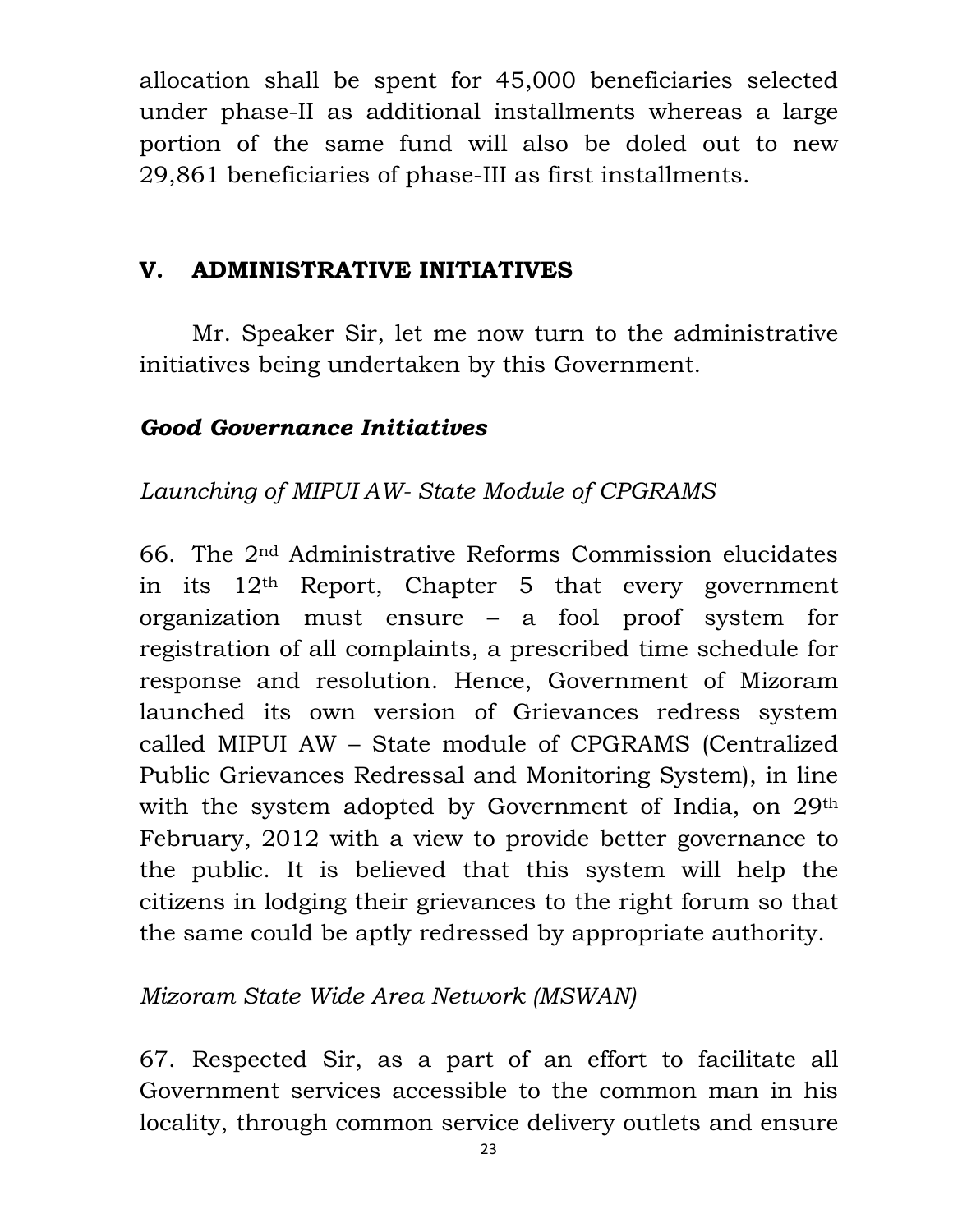allocation shall be spent for 45,000 beneficiaries selected under phase-II as additional installments whereas a large portion of the same fund will also be doled out to new 29,861 beneficiaries of phase-III as first installments.

## V. ADMINISTRATIVE INITIATIVES

Mr. Speaker Sir, let me now turn to the administrative initiatives being undertaken by this Government.

### *Good Governance Initiatives*

*Launching of MIPUI AW- State Module of CPGRAMS*

66. The 2nd Administrative Reforms Commission elucidates in its 12th Report, Chapter 5 that every government organization must ensure – a fool proof system for registration of all complaints, a prescribed time schedule for response and resolution. Hence, Government of Mizoram launched its own version of Grievances redress system called MIPUI AW – State module of CPGRAMS (Centralized Public Grievances Redressal and Monitoring System), in line with the system adopted by Government of India, on 29th February, 2012 with a view to provide better governance to the public. It is believed that this system will help the citizens in lodging their grievances to the right forum so that the same could be aptly redressed by appropriate authority.

*Mizoram State Wide Area Network (MSWAN)*

67. Respected Sir, as a part of an effort to facilitate all Government services accessible to the common man in his locality, through common service delivery outlets and ensure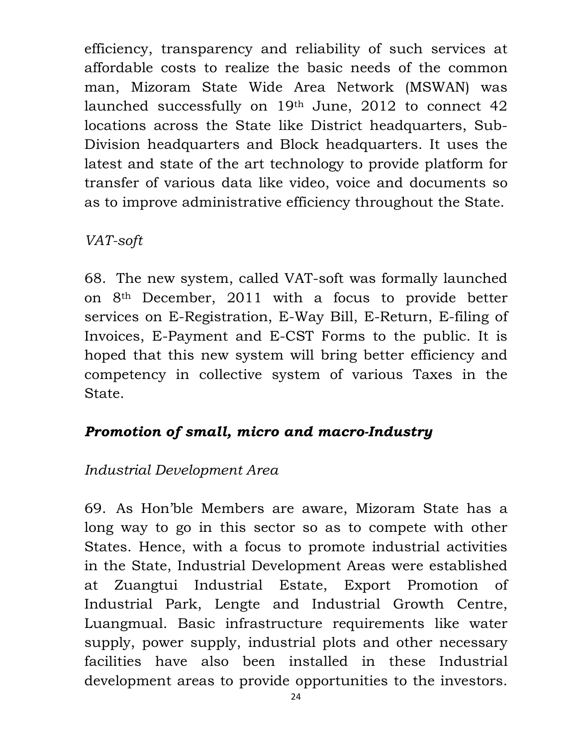efficiency, transparency and reliability of such services at affordable costs to realize the basic needs of the common man, Mizoram State Wide Area Network (MSWAN) was launched successfully on 19th June, 2012 to connect 42 locations across the State like District headquarters, Sub-Division headquarters and Block headquarters. It uses the latest and state of the art technology to provide platform for transfer of various data like video, voice and documents so as to improve administrative efficiency throughout the State.

*VAT-soft*

68. The new system, called VAT-soft was formally launched on 8th December, 2011 with a focus to provide better services on E-Registration, E-Way Bill, E-Return, E-filing of Invoices, E-Payment and E-CST Forms to the public. It is hoped that this new system will bring better efficiency and competency in collective system of various Taxes in the State.

## ***Promotion of small, micro and macro-Industry***

*Industrial Development Area*

69. As Hon'ble Members are aware, Mizoram State has a long way to go in this sector so as to compete with other States. Hence, with a focus to promote industrial activities in the State, Industrial Development Areas were established at Zuangtui Industrial Estate, Export Promotion of Industrial Park, Lengte and Industrial Growth Centre, Luangmual. Basic infrastructure requirements like water supply, power supply, industrial plots and other necessary facilities have also been installed in these Industrial development areas to provide opportunities to the investors.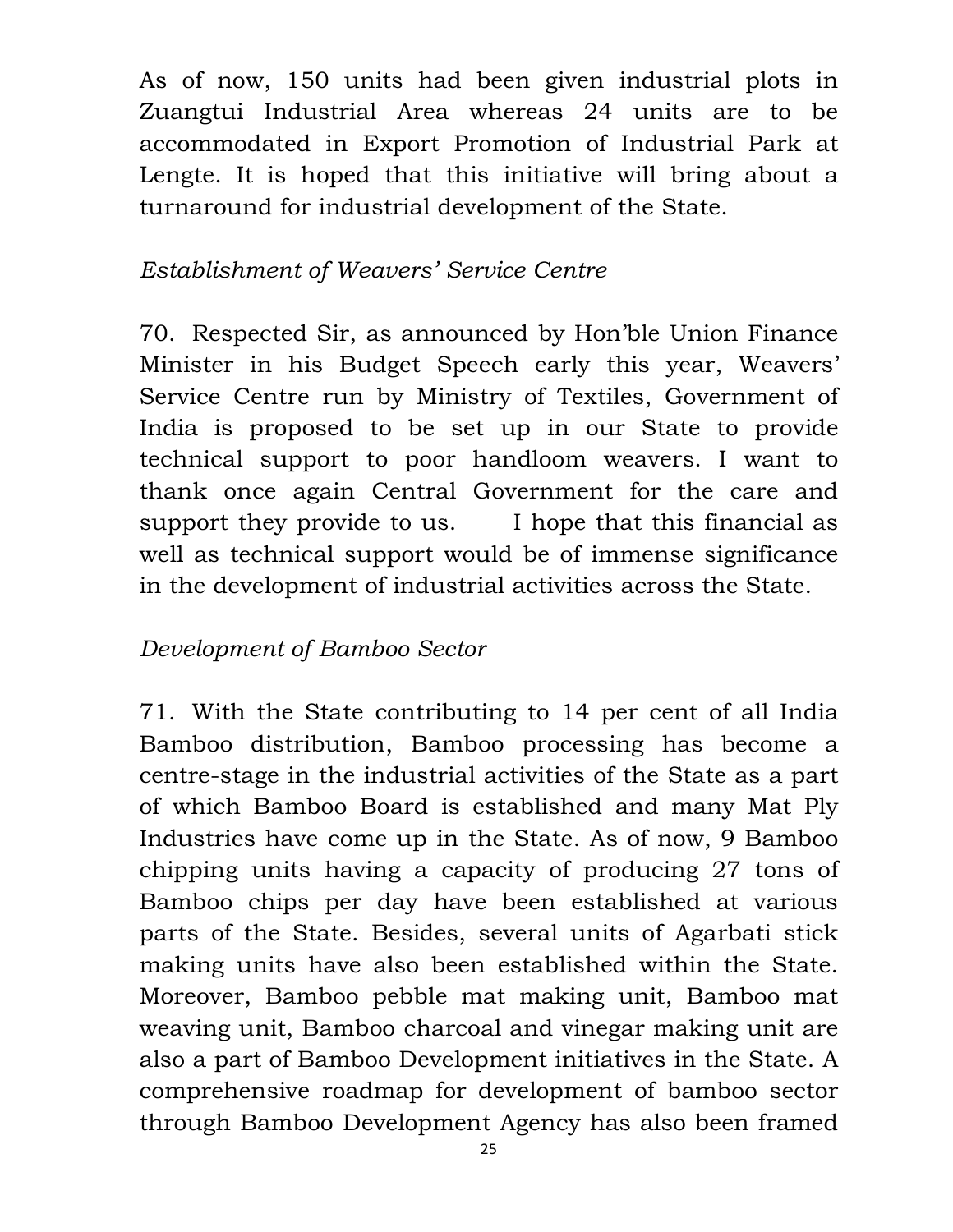As of now, 150 units had been given industrial plots in Zuangtui Industrial Area whereas 24 units are to be accommodated in Export Promotion of Industrial Park at Lengte. It is hoped that this initiative will bring about a turnaround for industrial development of the State.

*Establishment of Weavers' Service Centre*

70. Respected Sir, as announced by Hon'ble Union Finance Minister in his Budget Speech early this year, Weavers' Service Centre run by Ministry of Textiles, Government of India is proposed to be set up in our State to provide technical support to poor handloom weavers. I want to thank once again Central Government for the care and support they provide to us. I hope that this financial as well as technical support would be of immense significance in the development of industrial activities across the State.

*Development of Bamboo Sector*

71. With the State contributing to 14 per cent of all India Bamboo distribution, Bamboo processing has become a centre-stage in the industrial activities of the State as a part of which Bamboo Board is established and many Mat Ply Industries have come up in the State. As of now, 9 Bamboo chipping units having a capacity of producing 27 tons of Bamboo chips per day have been established at various parts of the State. Besides, several units of Agarbati stick making units have also been established within the State. Moreover, Bamboo pebble mat making unit, Bamboo mat weaving unit, Bamboo charcoal and vinegar making unit are also a part of Bamboo Development initiatives in the State. A comprehensive roadmap for development of bamboo sector through Bamboo Development Agency has also been framed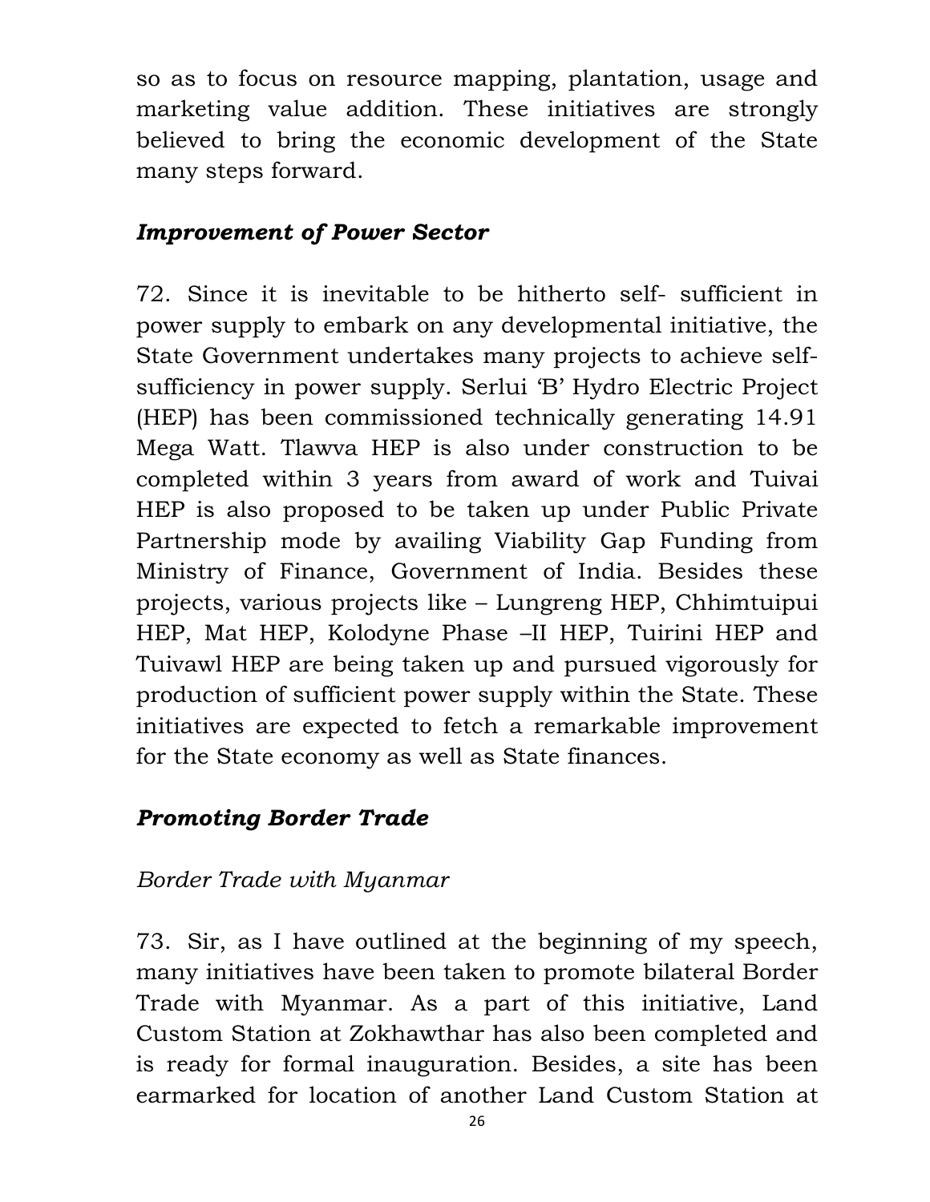so as to focus on resource mapping, plantation, usage and marketing value addition. These initiatives are strongly believed to bring the economic development of the State many steps forward.

### *Improvement of Power Sector*

72. Since it is inevitable to be hitherto self- sufficient in power supply to embark on any developmental initiative, the State Government undertakes many projects to achieve self-sufficiency in power supply. Serlui 'B' Hydro Electric Project (HEP) has been commissioned technically generating 14.91 Mega Watt. Tlawva HEP is also under construction to be completed within 3 years from award of work and Tuivai HEP is also proposed to be taken up under Public Private Partnership mode by availing Viability Gap Funding from Ministry of Finance, Government of India. Besides these projects, various projects like – Lungreng HEP, Chhimtuipui HEP, Mat HEP, Kolodyne Phase –II HEP, Tuirini HEP and Tuivawl HEP are being taken up and pursued vigorously for production of sufficient power supply within the State. These initiatives are expected to fetch a remarkable improvement for the State economy as well as State finances.

### *Promoting Border Trade*

*Border Trade with Myanmar*

73. Sir, as I have outlined at the beginning of my speech, many initiatives have been taken to promote bilateral Border Trade with Myanmar. As a part of this initiative, Land Custom Station at Zokhawthar has also been completed and is ready for formal inauguration. Besides, a site has been earmarked for location of another Land Custom Station at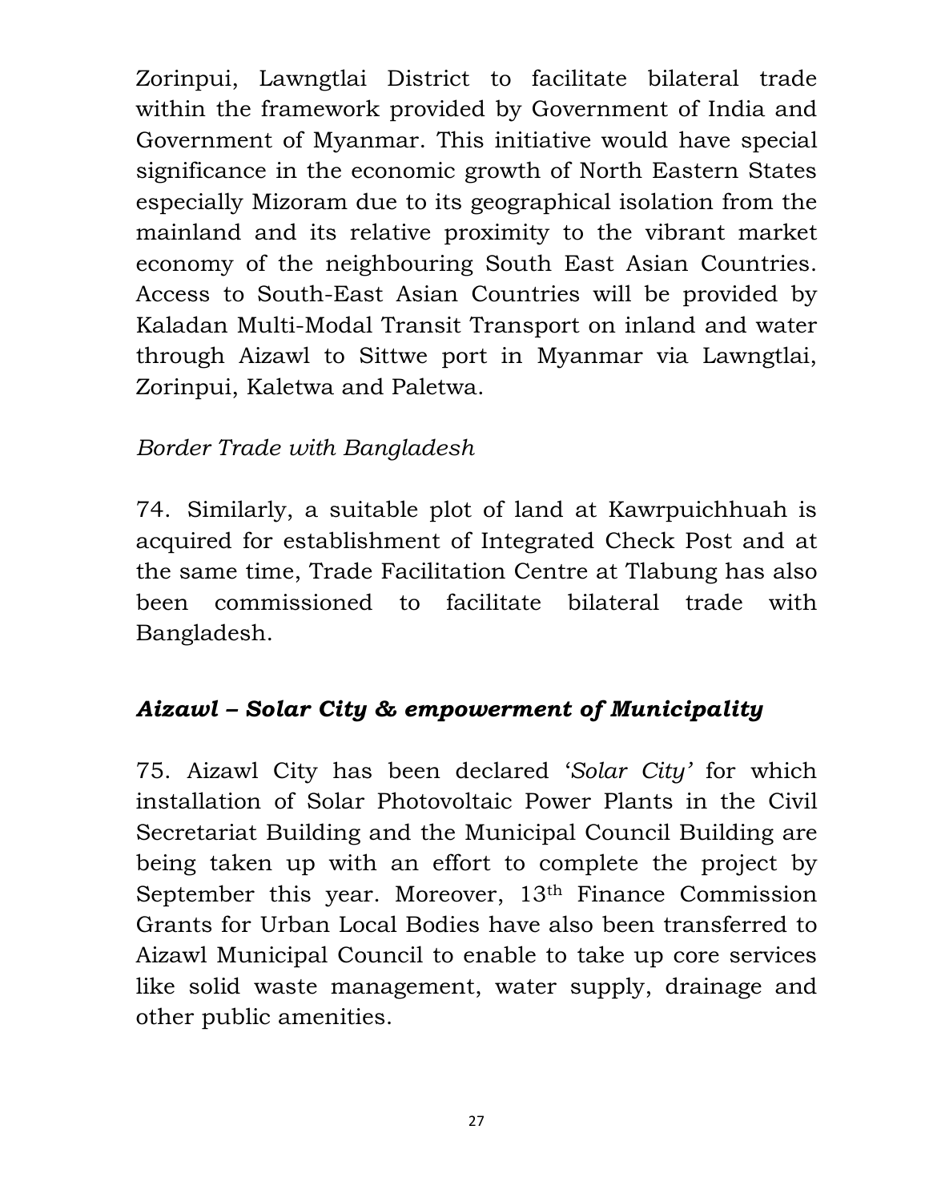Zorinpui, Lawngtlai District to facilitate bilateral trade within the framework provided by Government of India and Government of Myanmar. This initiative would have special significance in the economic growth of North Eastern States especially Mizoram due to its geographical isolation from the mainland and its relative proximity to the vibrant market economy of the neighbouring South East Asian Countries. Access to South-East Asian Countries will be provided by Kaladan Multi-Modal Transit Transport on inland and water through Aizawl to Sittwe port in Myanmar via Lawngtlai, Zorinpui, Kaletwa and Paletwa.

*Border Trade with Bangladesh*

74. Similarly, a suitable plot of land at Kawrpuichhuah is acquired for establishment of Integrated Check Post and at the same time, Trade Facilitation Centre at Tlabung has also been commissioned to facilitate bilateral trade with Bangladesh.

### *Aizawl – Solar City & empowerment of Municipality*

75. Aizawl City has been declared '*Solar City'* for which installation of Solar Photovoltaic Power Plants in the Civil Secretariat Building and the Municipal Council Building are being taken up with an effort to complete the project by September this year. Moreover, 13th Finance Commission Grants for Urban Local Bodies have also been transferred to Aizawl Municipal Council to enable to take up core services like solid waste management, water supply, drainage and other public amenities.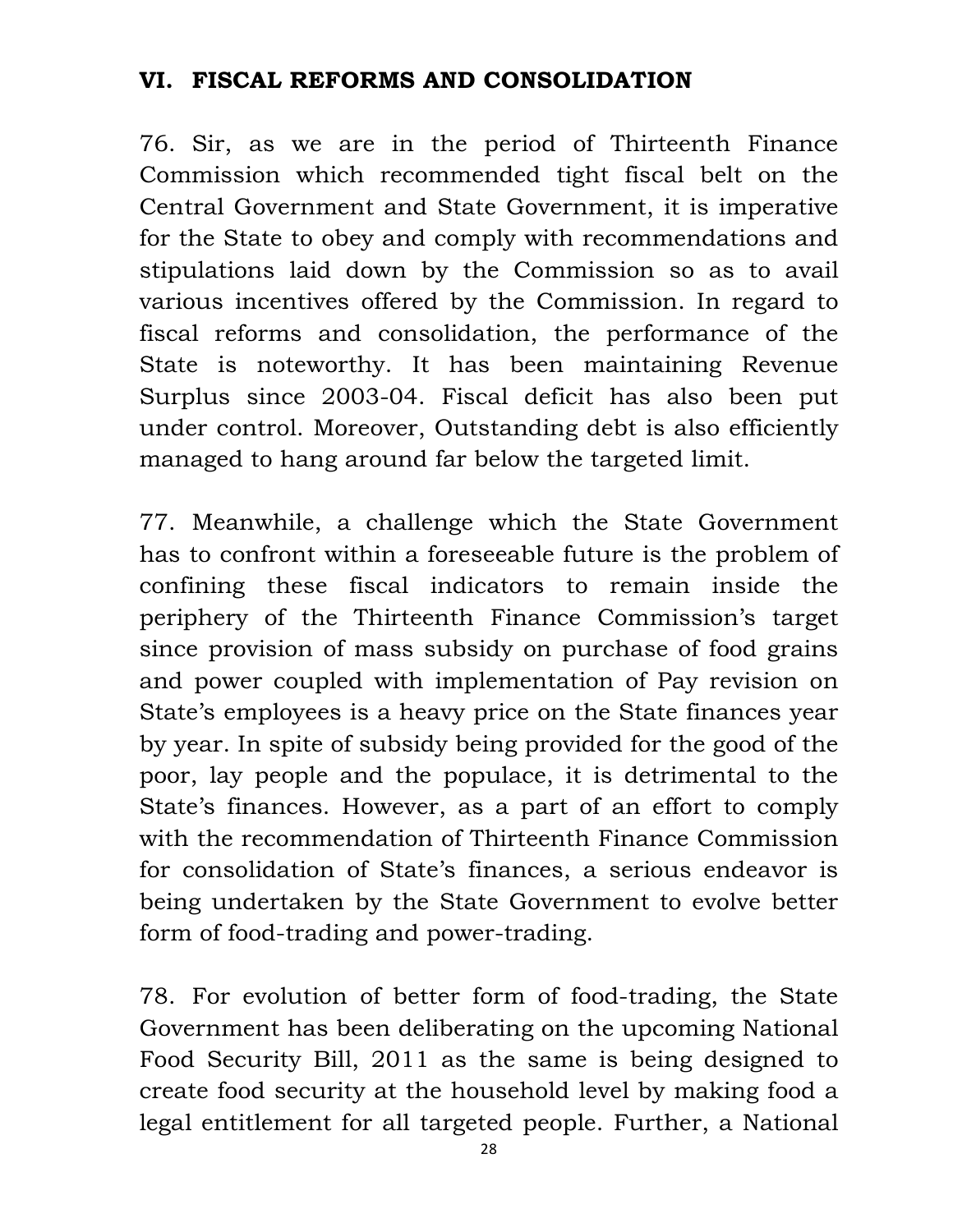## VI. FISCAL REFORMS AND CONSOLIDATION

76. Sir, as we are in the period of Thirteenth Finance Commission which recommended tight fiscal belt on the Central Government and State Government, it is imperative for the State to obey and comply with recommendations and stipulations laid down by the Commission so as to avail various incentives offered by the Commission. In regard to fiscal reforms and consolidation, the performance of the State is noteworthy. It has been maintaining Revenue Surplus since 2003-04. Fiscal deficit has also been put under control. Moreover, Outstanding debt is also efficiently managed to hang around far below the targeted limit.

77. Meanwhile, a challenge which the State Government has to confront within a foreseeable future is the problem of confining these fiscal indicators to remain inside the periphery of the Thirteenth Finance Commission's target since provision of mass subsidy on purchase of food grains and power coupled with implementation of Pay revision on State's employees is a heavy price on the State finances year by year. In spite of subsidy being provided for the good of the poor, lay people and the populace, it is detrimental to the State's finances. However, as a part of an effort to comply with the recommendation of Thirteenth Finance Commission for consolidation of State's finances, a serious endeavor is being undertaken by the State Government to evolve better form of food-trading and power-trading.

78. For evolution of better form of food-trading, the State Government has been deliberating on the upcoming National Food Security Bill, 2011 as the same is being designed to create food security at the household level by making food a legal entitlement for all targeted people. Further, a National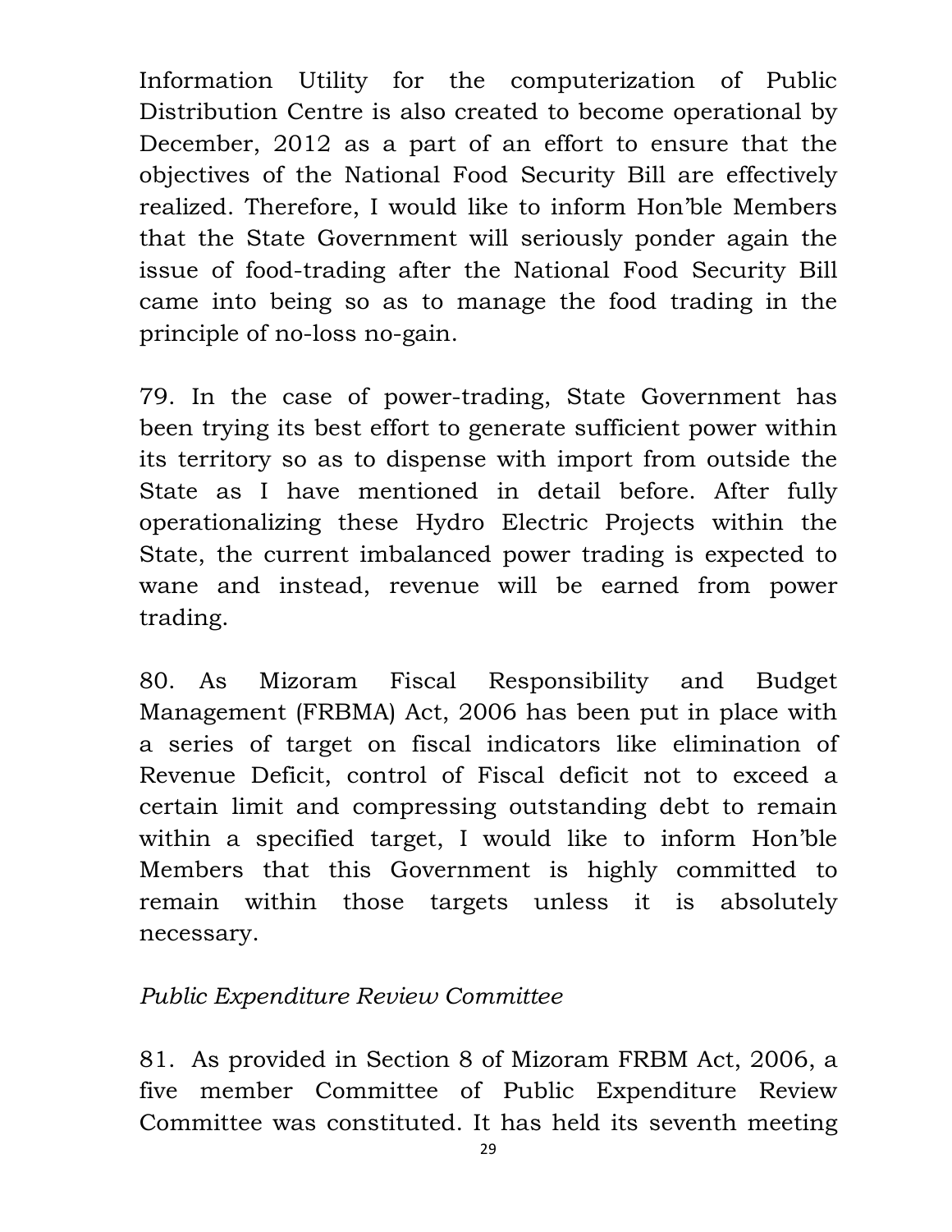Information Utility for the computerization of Public Distribution Centre is also created to become operational by December, 2012 as a part of an effort to ensure that the objectives of the National Food Security Bill are effectively realized. Therefore, I would like to inform Hon'ble Members that the State Government will seriously ponder again the issue of food-trading after the National Food Security Bill came into being so as to manage the food trading in the principle of no-loss no-gain.

79. In the case of power-trading, State Government has been trying its best effort to generate sufficient power within its territory so as to dispense with import from outside the State as I have mentioned in detail before. After fully operationalizing these Hydro Electric Projects within the State, the current imbalanced power trading is expected to wane and instead, revenue will be earned from power trading.

80. As Mizoram Fiscal Responsibility and Budget Management (FRBMA) Act, 2006 has been put in place with a series of target on fiscal indicators like elimination of Revenue Deficit, control of Fiscal deficit not to exceed a certain limit and compressing outstanding debt to remain within a specified target, I would like to inform Hon'ble Members that this Government is highly committed to remain within those targets unless it is absolutely necessary.

*Public Expenditure Review Committee*

81. As provided in Section 8 of Mizoram FRBM Act, 2006, a five member Committee of Public Expenditure Review Committee was constituted. It has held its seventh meeting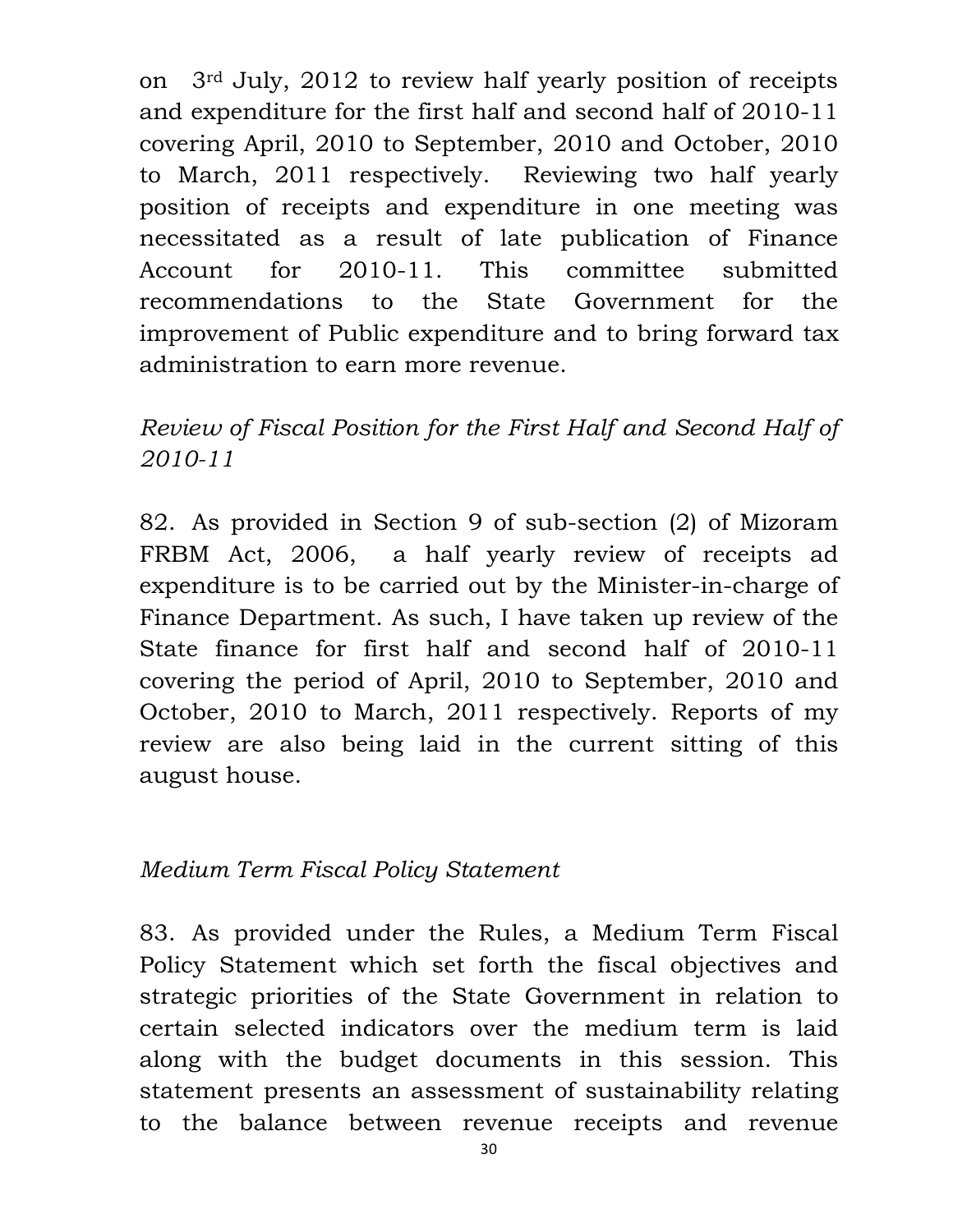on 3rd July, 2012 to review half yearly position of receipts and expenditure for the first half and second half of 2010-11 covering April, 2010 to September, 2010 and October, 2010 to March, 2011 respectively. Reviewing two half yearly position of receipts and expenditure in one meeting was necessitated as a result of late publication of Finance Account for 2010-11. This committee submitted recommendations to the State Government for the improvement of Public expenditure and to bring forward tax administration to earn more revenue.

*Review of Fiscal Position for the First Half and Second Half of 2010-11*

82. As provided in Section 9 of sub-section (2) of Mizoram FRBM Act, 2006, a half yearly review of receipts ad expenditure is to be carried out by the Minister-in-charge of Finance Department. As such, I have taken up review of the State finance for first half and second half of 2010-11 covering the period of April, 2010 to September, 2010 and October, 2010 to March, 2011 respectively. Reports of my review are also being laid in the current sitting of this august house.

*Medium Term Fiscal Policy Statement*

83. As provided under the Rules, a Medium Term Fiscal Policy Statement which set forth the fiscal objectives and strategic priorities of the State Government in relation to certain selected indicators over the medium term is laid along with the budget documents in this session. This statement presents an assessment of sustainability relating to the balance between revenue receipts and revenue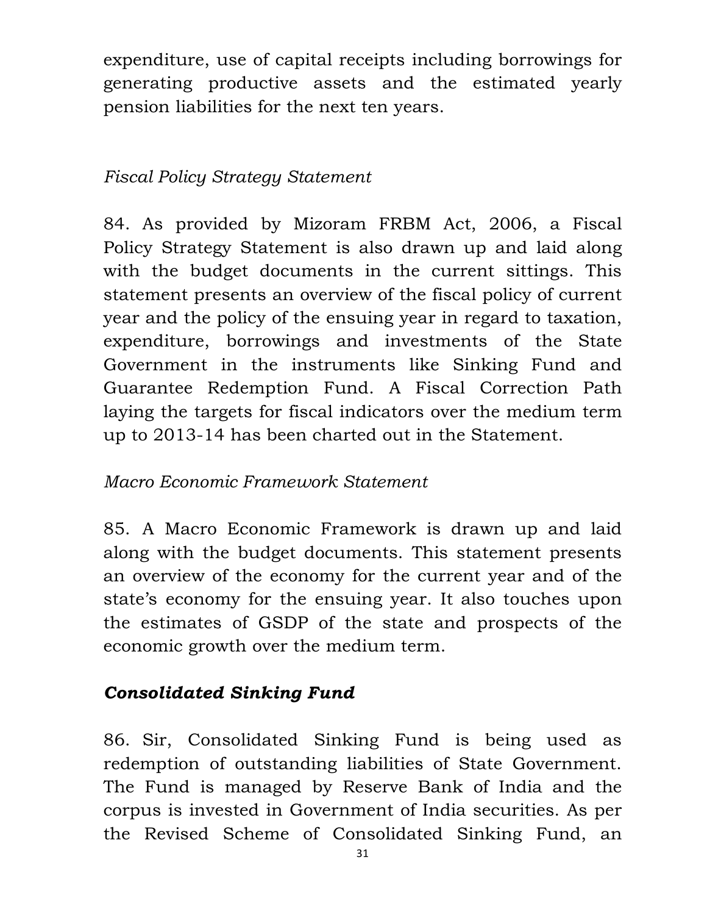expenditure, use of capital receipts including borrowings for generating productive assets and the estimated yearly pension liabilities for the next ten years.

*Fiscal Policy Strategy Statement*

84. As provided by Mizoram FRBM Act, 2006, a Fiscal Policy Strategy Statement is also drawn up and laid along with the budget documents in the current sittings. This statement presents an overview of the fiscal policy of current year and the policy of the ensuing year in regard to taxation, expenditure, borrowings and investments of the State Government in the instruments like Sinking Fund and Guarantee Redemption Fund. A Fiscal Correction Path laying the targets for fiscal indicators over the medium term up to 2013-14 has been charted out in the Statement.

*Macro Economic Framework Statement*

85. A Macro Economic Framework is drawn up and laid along with the budget documents. This statement presents an overview of the economy for the current year and of the state's economy for the ensuing year. It also touches upon the estimates of GSDP of the state and prospects of the economic growth over the medium term.

***Consolidated Sinking Fund***

86. Sir, Consolidated Sinking Fund is being used as redemption of outstanding liabilities of State Government. The Fund is managed by Reserve Bank of India and the corpus is invested in Government of India securities. As per the Revised Scheme of Consolidated Sinking Fund, an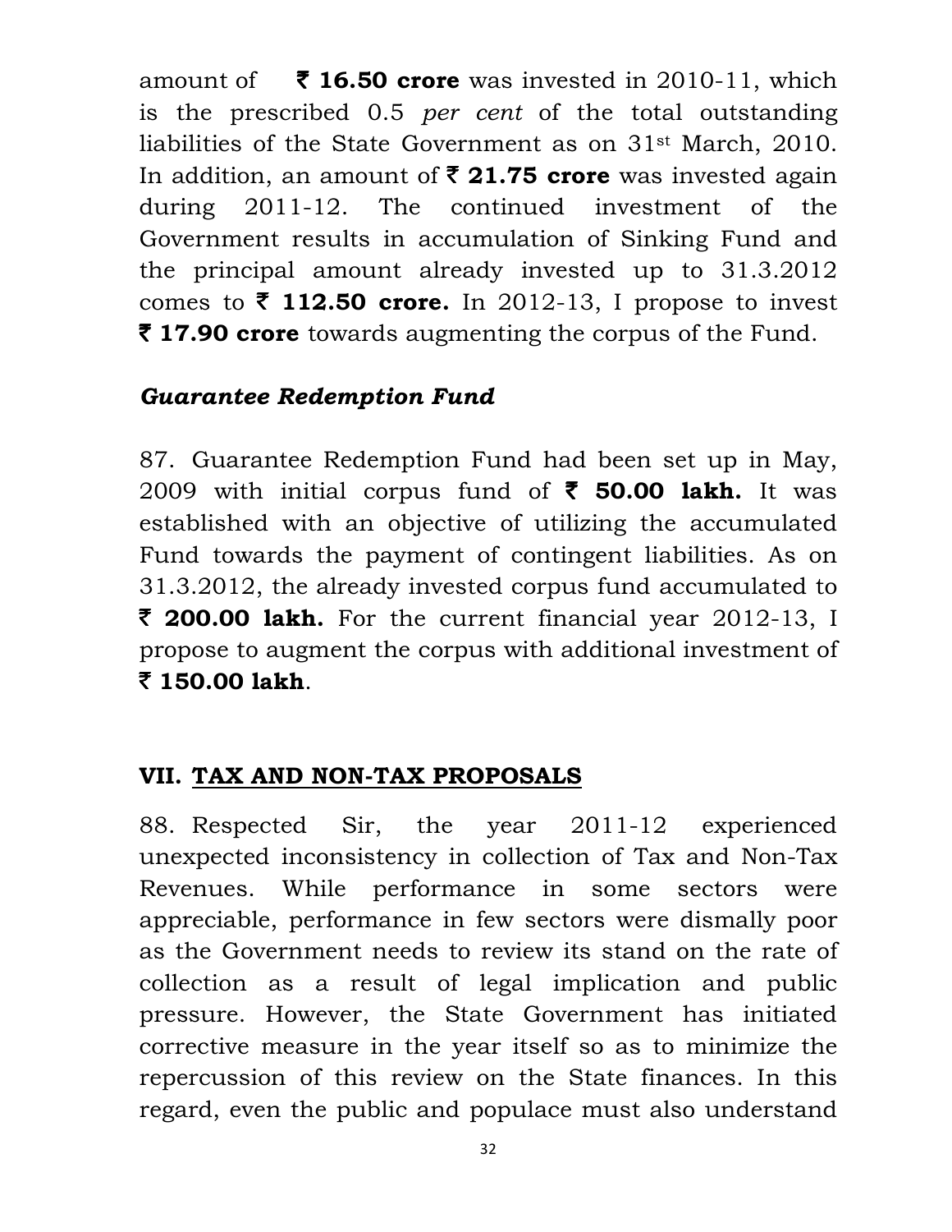amount of **₹ 16.50 crore** was invested in 2010-11, which is the prescribed 0.5 *per cent* of the total outstanding liabilities of the State Government as on 31st March, 2010. In addition, an amount of **₹ 21.75 crore** was invested again during 2011-12. The continued investment of the Government results in accumulation of Sinking Fund and the principal amount already invested up to 31.3.2012 comes to **₹ 112.50 crore.** In 2012-13, I propose to invest **₹ 17.90 crore** towards augmenting the corpus of the Fund.

### *Guarantee Redemption Fund*

87. Guarantee Redemption Fund had been set up in May, 2009 with initial corpus fund of **₹ 50.00 lakh.** It was established with an objective of utilizing the accumulated Fund towards the payment of contingent liabilities. As on 31.3.2012, the already invested corpus fund accumulated to **₹ 200.00 lakh.** For the current financial year 2012-13, I propose to augment the corpus with additional investment of **₹ 150.00 lakh**.

## VII. <u>TAX AND NON-TAX PROPOSALS</u>

88. Respected Sir, the year 2011-12 experienced unexpected inconsistency in collection of Tax and Non-Tax Revenues. While performance in some sectors were appreciable, performance in few sectors were dismally poor as the Government needs to review its stand on the rate of collection as a result of legal implication and public pressure. However, the State Government has initiated corrective measure in the year itself so as to minimize the repercussion of this review on the State finances. In this regard, even the public and populace must also understand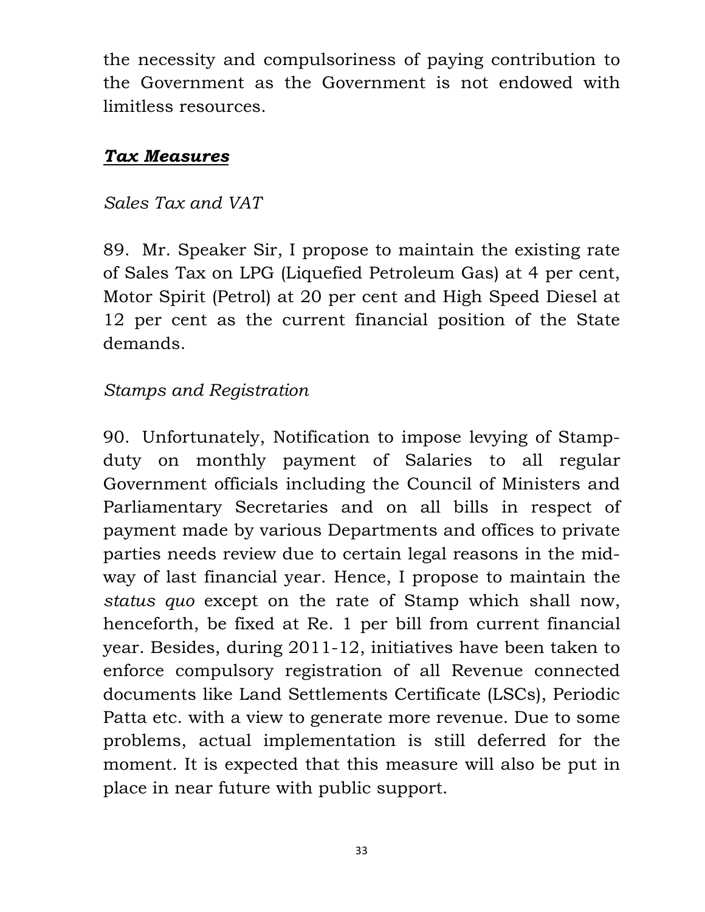the necessity and compulsoriness of paying contribution to the Government as the Government is not endowed with limitless resources.

## ***Tax Measures***

*Sales Tax and VAT*

89. Mr. Speaker Sir, I propose to maintain the existing rate of Sales Tax on LPG (Liquefied Petroleum Gas) at 4 per cent, Motor Spirit (Petrol) at 20 per cent and High Speed Diesel at 12 per cent as the current financial position of the State demands.

*Stamps and Registration*

90. Unfortunately, Notification to impose levying of Stamp-duty on monthly payment of Salaries to all regular Government officials including the Council of Ministers and Parliamentary Secretaries and on all bills in respect of payment made by various Departments and offices to private parties needs review due to certain legal reasons in the mid-way of last financial year. Hence, I propose to maintain the *status quo* except on the rate of Stamp which shall now, henceforth, be fixed at Re. 1 per bill from current financial year. Besides, during 2011-12, initiatives have been taken to enforce compulsory registration of all Revenue connected documents like Land Settlements Certificate (LSCs), Periodic Patta etc. with a view to generate more revenue. Due to some problems, actual implementation is still deferred for the moment. It is expected that this measure will also be put in place in near future with public support.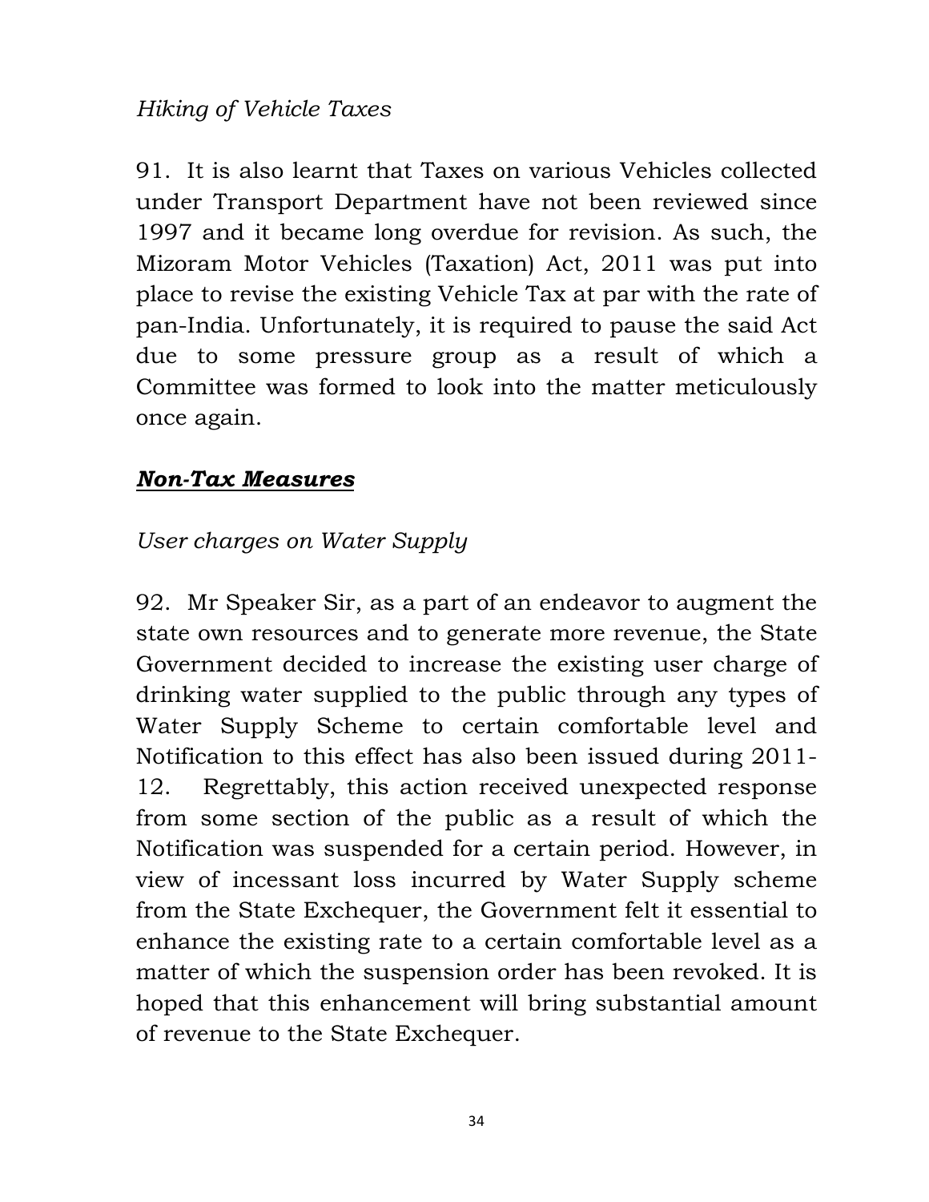*Hiking of Vehicle Taxes*

91. It is also learnt that Taxes on various Vehicles collected under Transport Department have not been reviewed since 1997 and it became long overdue for revision. As such, the Mizoram Motor Vehicles (Taxation) Act, 2011 was put into place to revise the existing Vehicle Tax at par with the rate of pan-India. Unfortunately, it is required to pause the said Act due to some pressure group as a result of which a Committee was formed to look into the matter meticulously once again.

## ***Non-Tax Measures***

*User charges on Water Supply*

92. Mr Speaker Sir, as a part of an endeavor to augment the state own resources and to generate more revenue, the State Government decided to increase the existing user charge of drinking water supplied to the public through any types of Water Supply Scheme to certain comfortable level and Notification to this effect has also been issued during 2011-12. Regrettably, this action received unexpected response from some section of the public as a result of which the Notification was suspended for a certain period. However, in view of incessant loss incurred by Water Supply scheme from the State Exchequer, the Government felt it essential to enhance the existing rate to a certain comfortable level as a matter of which the suspension order has been revoked. It is hoped that this enhancement will bring substantial amount of revenue to the State Exchequer.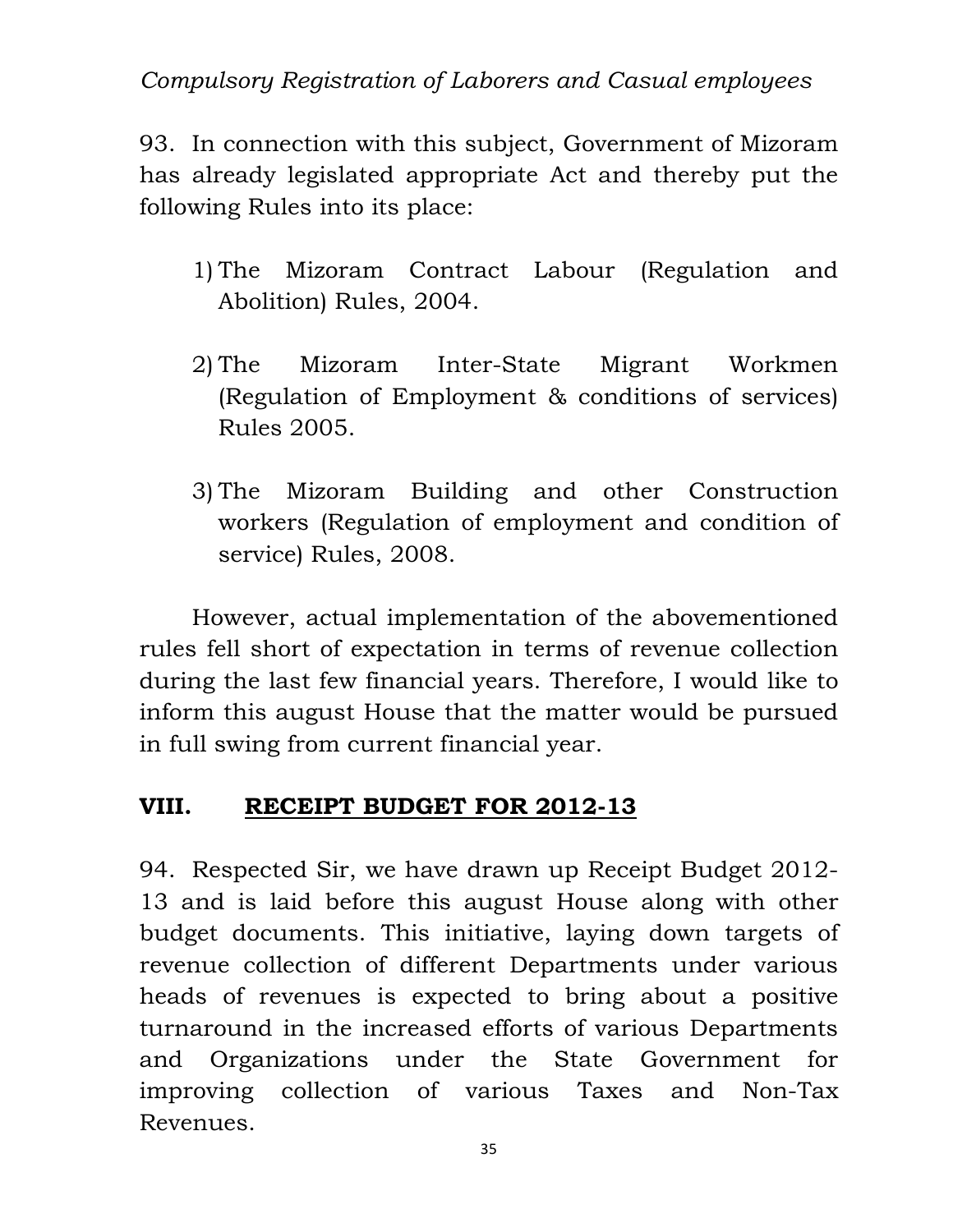*Compulsory Registration of Laborers and Casual employees*

93. In connection with this subject, Government of Mizoram has already legislated appropriate Act and thereby put the following Rules into its place:

1) The Mizoram Contract Labour (Regulation and Abolition) Rules, 2004.

2) The Mizoram Inter-State Migrant Workmen (Regulation of Employment & conditions of services) Rules 2005.

3) The Mizoram Building and other Construction workers (Regulation of employment and condition of service) Rules, 2008.

However, actual implementation of the abovementioned rules fell short of expectation in terms of revenue collection during the last few financial years. Therefore, I would like to inform this august House that the matter would be pursued in full swing from current financial year.

## VIII. RECEIPT BUDGET FOR 2012-13

94. Respected Sir, we have drawn up Receipt Budget 2012-13 and is laid before this august House along with other budget documents. This initiative, laying down targets of revenue collection of different Departments under various heads of revenues is expected to bring about a positive turnaround in the increased efforts of various Departments and Organizations under the State Government for improving collection of various Taxes and Non-Tax Revenues.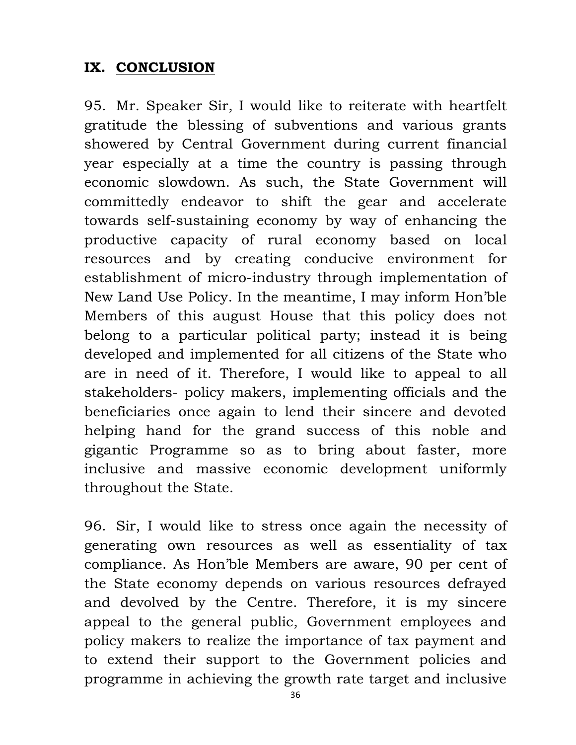## IX. CONCLUSION

95. Mr. Speaker Sir, I would like to reiterate with heartfelt gratitude the blessing of subventions and various grants showered by Central Government during current financial year especially at a time the country is passing through economic slowdown. As such, the State Government will committedly endeavor to shift the gear and accelerate towards self-sustaining economy by way of enhancing the productive capacity of rural economy based on local resources and by creating conducive environment for establishment of micro-industry through implementation of New Land Use Policy. In the meantime, I may inform Hon'ble Members of this august House that this policy does not belong to a particular political party; instead it is being developed and implemented for all citizens of the State who are in need of it. Therefore, I would like to appeal to all stakeholders- policy makers, implementing officials and the beneficiaries once again to lend their sincere and devoted helping hand for the grand success of this noble and gigantic Programme so as to bring about faster, more inclusive and massive economic development uniformly throughout the State.

96. Sir, I would like to stress once again the necessity of generating own resources as well as essentiality of tax compliance. As Hon'ble Members are aware, 90 per cent of the State economy depends on various resources defrayed and devolved by the Centre. Therefore, it is my sincere appeal to the general public, Government employees and policy makers to realize the importance of tax payment and to extend their support to the Government policies and programme in achieving the growth rate target and inclusive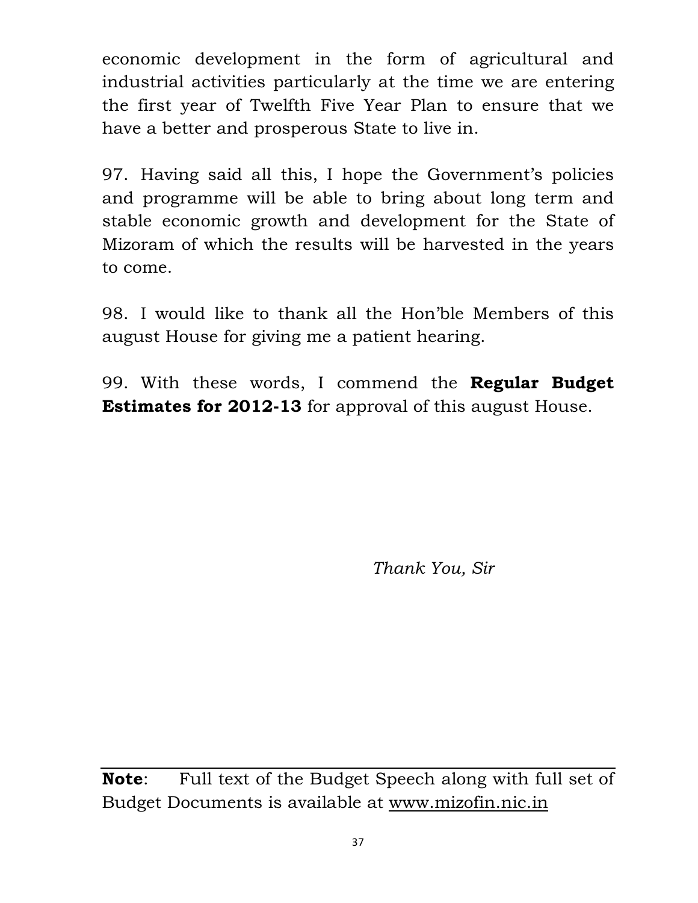economic development in the form of agricultural and industrial activities particularly at the time we are entering the first year of Twelfth Five Year Plan to ensure that we have a better and prosperous State to live in.

97. Having said all this, I hope the Government's policies and programme will be able to bring about long term and stable economic growth and development for the State of Mizoram of which the results will be harvested in the years to come.

98. I would like to thank all the Hon'ble Members of this august House for giving me a patient hearing.

99. With these words, I commend the **Regular Budget Estimates for 2012-13** for approval of this august House.

*Thank You, Sir*

---

**Note**: Full text of the Budget Speech along with full set of Budget Documents is available at www.mizofin.nic.in